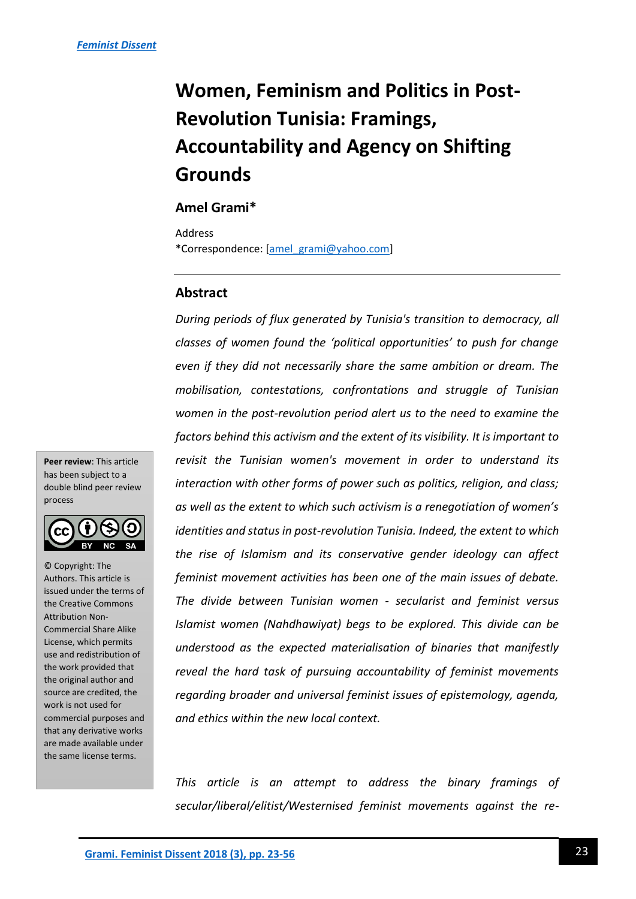# Women, Feminism and Politics in Post-Revolution Tunisia: Framings, Accountability and Agency on Shifting Grounds

**Amel Grami***

Address
*Correspondence: [amel_grami@yahoo.com]

**Peer review**: This article has been subject to a double blind peer review process

© Copyright: The Authors. This article is issued under the terms of the Creative Commons Attribution Non-Commercial Share Alike License, which permits use and redistribution of the work provided that the original author and source are credited, the work is not used for commercial purposes and that any derivative works are made available under the same license terms.

## Abstract

*During periods of flux generated by Tunisia's transition to democracy, all classes of women found the 'political opportunities' to push for change even if they did not necessarily share the same ambition or dream. The mobilisation, contestations, confrontations and struggle of Tunisian women in the post-revolution period alert us to the need to examine the factors behind this activism and the extent of its visibility. It is important to revisit the Tunisian women's movement in order to understand its interaction with other forms of power such as politics, religion, and class; as well as the extent to which such activism is a renegotiation of women's identities and status in post-revolution Tunisia. Indeed, the extent to which the rise of Islamism and its conservative gender ideology can affect feminist movement activities has been one of the main issues of debate. The divide between Tunisian women - secularist and feminist versus Islamist women (Nahdhawiyat) begs to be explored. This divide can be understood as the expected materialisation of binaries that manifestly reveal the hard task of pursuing accountability of feminist movements regarding broader and universal feminist issues of epistemology, agenda, and ethics within the new local context.*

*This article is an attempt to address the binary framings of secular/liberal/elitist/Westernised feminist movements against the re-*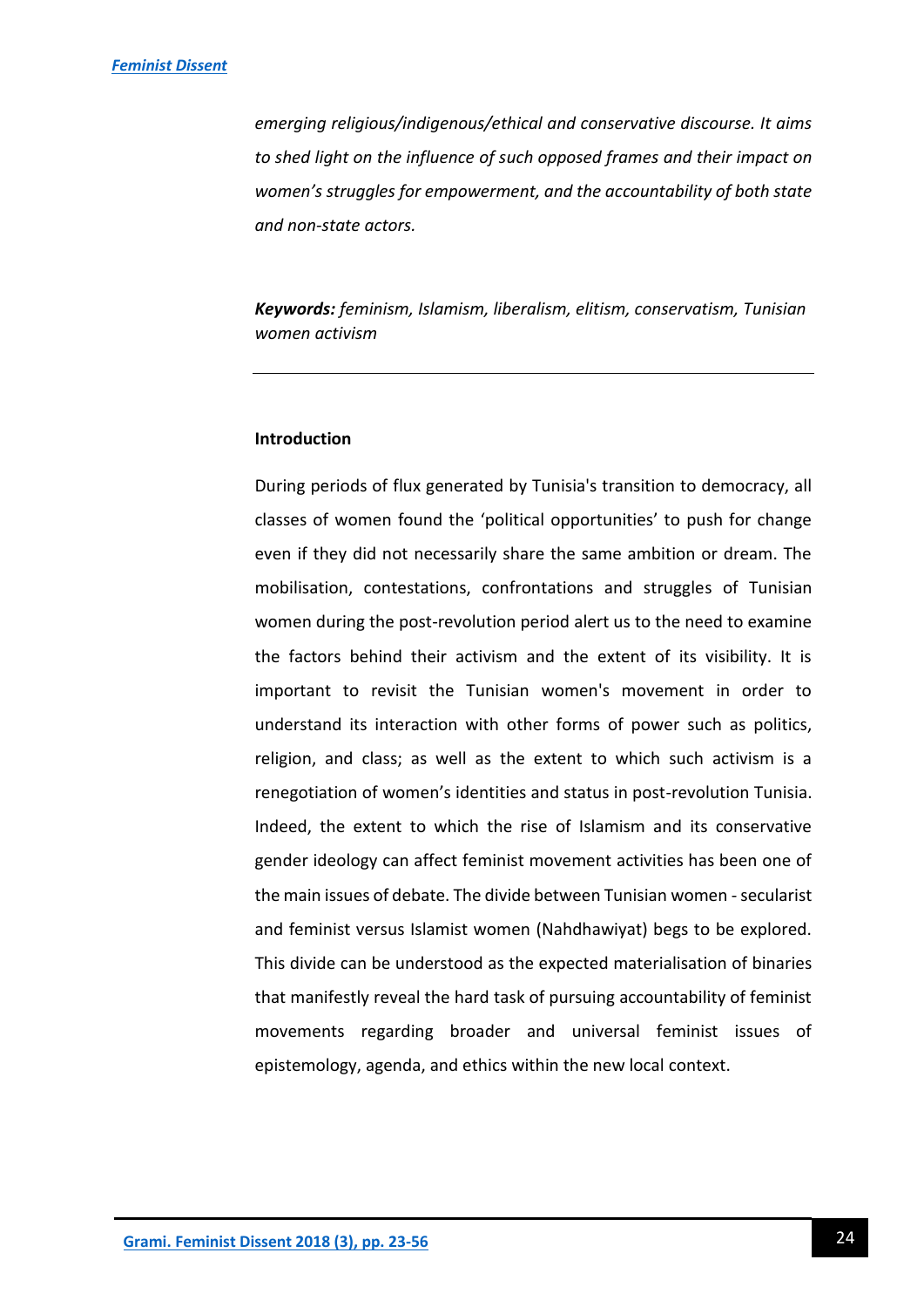*emerging religious/indigenous/ethical and conservative discourse. It aims to shed light on the influence of such opposed frames and their impact on women's struggles for empowerment, and the accountability of both state and non-state actors.*

***Keywords:*** *feminism, Islamism, liberalism, elitism, conservatism, Tunisian women activism*

---

**Introduction**

During periods of flux generated by Tunisia's transition to democracy, all classes of women found the 'political opportunities' to push for change even if they did not necessarily share the same ambition or dream. The mobilisation, contestations, confrontations and struggles of Tunisian women during the post-revolution period alert us to the need to examine the factors behind their activism and the extent of its visibility. It is important to revisit the Tunisian women's movement in order to understand its interaction with other forms of power such as politics, religion, and class; as well as the extent to which such activism is a renegotiation of women's identities and status in post-revolution Tunisia. Indeed, the extent to which the rise of Islamism and its conservative gender ideology can affect feminist movement activities has been one of the main issues of debate. The divide between Tunisian women - secularist and feminist versus Islamist women (Nahdhawiyat) begs to be explored. This divide can be understood as the expected materialisation of binaries that manifestly reveal the hard task of pursuing accountability of feminist movements regarding broader and universal feminist issues of epistemology, agenda, and ethics within the new local context.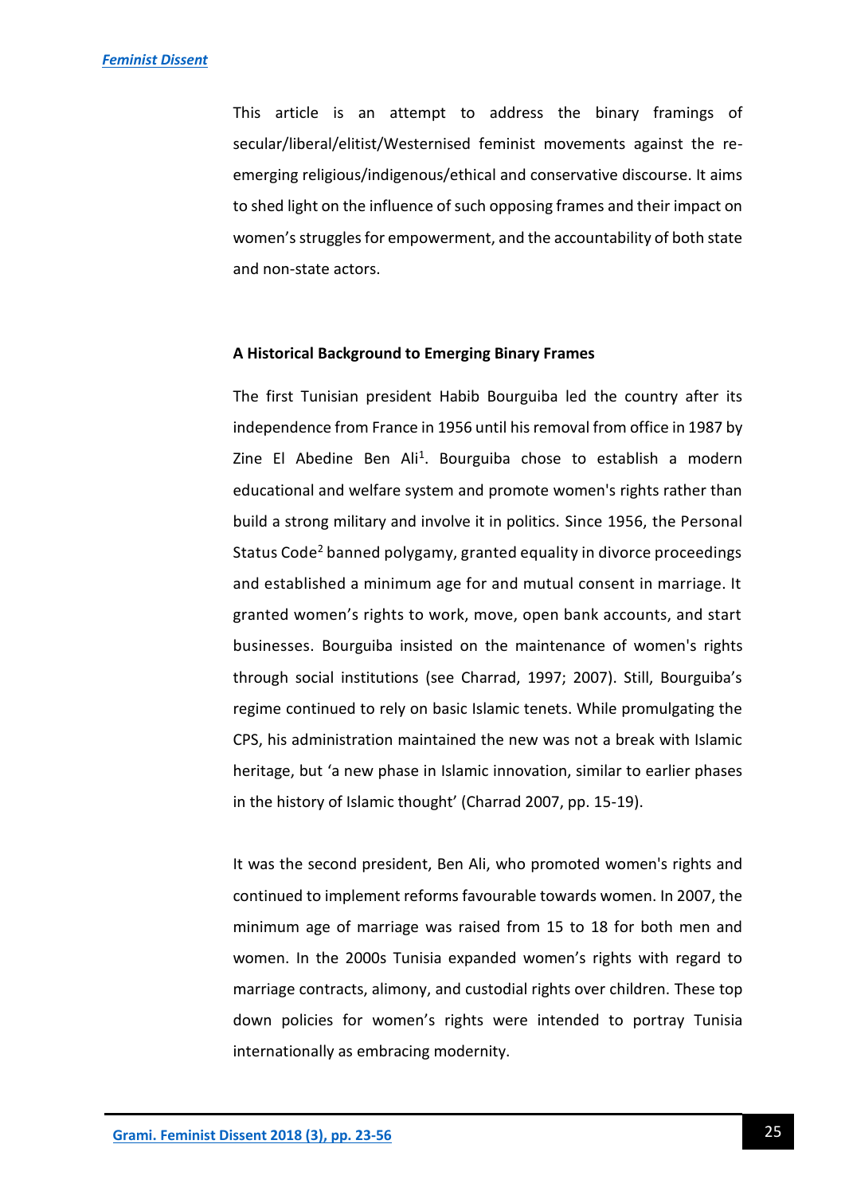This article is an attempt to address the binary framings of secular/liberal/elitist/Westernised feminist movements against the re-emerging religious/indigenous/ethical and conservative discourse. It aims to shed light on the influence of such opposing frames and their impact on women's struggles for empowerment, and the accountability of both state and non-state actors.

**A Historical Background to Emerging Binary Frames**

The first Tunisian president Habib Bourguiba led the country after its independence from France in 1956 until his removal from office in 1987 by Zine El Abedine Ben Ali[1]. Bourguiba chose to establish a modern educational and welfare system and promote women's rights rather than build a strong military and involve it in politics. Since 1956, the Personal Status Code[2] banned polygamy, granted equality in divorce proceedings and established a minimum age for and mutual consent in marriage. It granted women's rights to work, move, open bank accounts, and start businesses. Bourguiba insisted on the maintenance of women's rights through social institutions (see Charrad, 1997; 2007). Still, Bourguiba's regime continued to rely on basic Islamic tenets. While promulgating the CPS, his administration maintained the new was not a break with Islamic heritage, but 'a new phase in Islamic innovation, similar to earlier phases in the history of Islamic thought' (Charrad 2007, pp. 15-19).

It was the second president, Ben Ali, who promoted women's rights and continued to implement reforms favourable towards women. In 2007, the minimum age of marriage was raised from 15 to 18 for both men and women. In the 2000s Tunisia expanded women's rights with regard to marriage contracts, alimony, and custodial rights over children. These top down policies for women's rights were intended to portray Tunisia internationally as embracing modernity.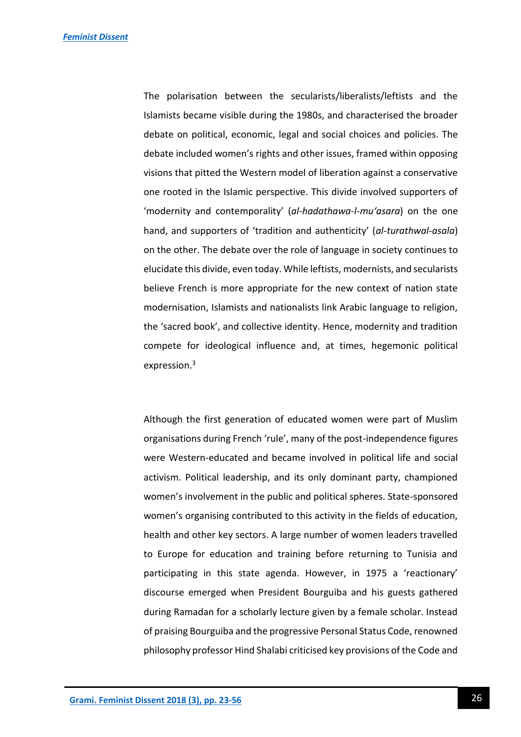The polarisation between the secularists/liberalists/leftists and the Islamists became visible during the 1980s, and characterised the broader debate on political, economic, legal and social choices and policies. The debate included women's rights and other issues, framed within opposing visions that pitted the Western model of liberation against a conservative one rooted in the Islamic perspective. This divide involved supporters of 'modernity and contemporality' (*al-hadathawa-l-mu'asara*) on the one hand, and supporters of 'tradition and authenticity' (*al-turathwal-asala*) on the other. The debate over the role of language in society continues to elucidate this divide, even today. While leftists, modernists, and secularists believe French is more appropriate for the new context of nation state modernisation, Islamists and nationalists link Arabic language to religion, the 'sacred book', and collective identity. Hence, modernity and tradition compete for ideological influence and, at times, hegemonic political expression.[3]

Although the first generation of educated women were part of Muslim organisations during French 'rule', many of the post-independence figures were Western-educated and became involved in political life and social activism. Political leadership, and its only dominant party, championed women's involvement in the public and political spheres. State-sponsored women's organising contributed to this activity in the fields of education, health and other key sectors. A large number of women leaders travelled to Europe for education and training before returning to Tunisia and participating in this state agenda. However, in 1975 a 'reactionary' discourse emerged when President Bourguiba and his guests gathered during Ramadan for a scholarly lecture given by a female scholar. Instead of praising Bourguiba and the progressive Personal Status Code, renowned philosophy professor Hind Shalabi criticised key provisions of the Code and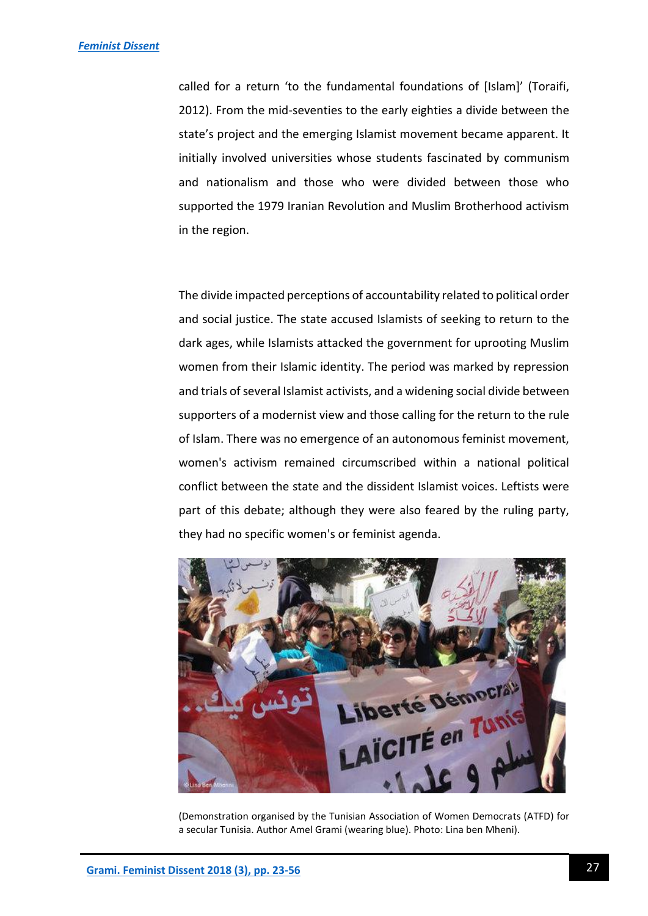called for a return 'to the fundamental foundations of [Islam]' (Toraifi, 2012). From the mid-seventies to the early eighties a divide between the state's project and the emerging Islamist movement became apparent. It initially involved universities whose students fascinated by communism and nationalism and those who were divided between those who supported the 1979 Iranian Revolution and Muslim Brotherhood activism in the region.

The divide impacted perceptions of accountability related to political order and social justice. The state accused Islamists of seeking to return to the dark ages, while Islamists attacked the government for uprooting Muslim women from their Islamic identity. The period was marked by repression and trials of several Islamist activists, and a widening social divide between supporters of a modernist view and those calling for the return to the rule of Islam. There was no emergence of an autonomous feminist movement, women's activism remained circumscribed within a national political conflict between the state and the dissident Islamist voices. Leftists were part of this debate; although they were also feared by the ruling party, they had no specific women's or feminist agenda.

(Demonstration organised by the Tunisian Association of Women Democrats (ATFD) for a secular Tunisia. Author Amel Grami (wearing blue). Photo: Lina ben Mheni).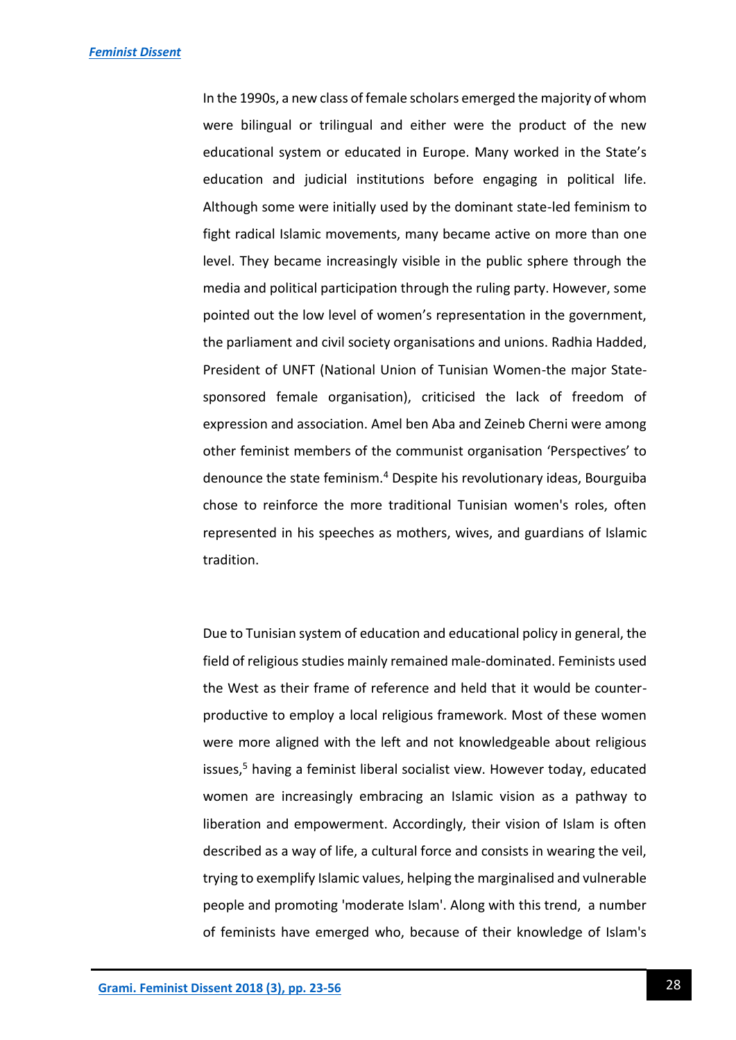In the 1990s, a new class of female scholars emerged the majority of whom were bilingual or trilingual and either were the product of the new educational system or educated in Europe. Many worked in the State's education and judicial institutions before engaging in political life. Although some were initially used by the dominant state-led feminism to fight radical Islamic movements, many became active on more than one level. They became increasingly visible in the public sphere through the media and political participation through the ruling party. However, some pointed out the low level of women's representation in the government, the parliament and civil society organisations and unions. Radhia Hadded, President of UNFT (National Union of Tunisian Women-the major State-sponsored female organisation), criticised the lack of freedom of expression and association. Amel ben Aba and Zeineb Cherni were among other feminist members of the communist organisation 'Perspectives' to denounce the state feminism.[4] Despite his revolutionary ideas, Bourguiba chose to reinforce the more traditional Tunisian women's roles, often represented in his speeches as mothers, wives, and guardians of Islamic tradition.

Due to Tunisian system of education and educational policy in general, the field of religious studies mainly remained male-dominated. Feminists used the West as their frame of reference and held that it would be counter-productive to employ a local religious framework. Most of these women were more aligned with the left and not knowledgeable about religious issues,[5] having a feminist liberal socialist view. However today, educated women are increasingly embracing an Islamic vision as a pathway to liberation and empowerment. Accordingly, their vision of Islam is often described as a way of life, a cultural force and consists in wearing the veil, trying to exemplify Islamic values, helping the marginalised and vulnerable people and promoting 'moderate Islam'. Along with this trend, a number of feminists have emerged who, because of their knowledge of Islam's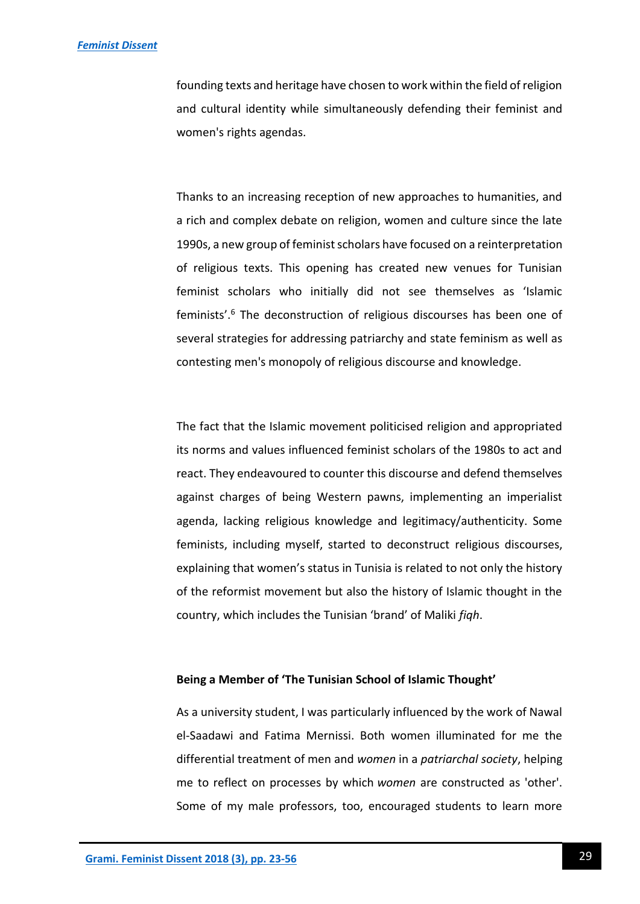founding texts and heritage have chosen to work within the field of religion and cultural identity while simultaneously defending their feminist and women's rights agendas.

Thanks to an increasing reception of new approaches to humanities, and a rich and complex debate on religion, women and culture since the late 1990s, a new group of feminist scholars have focused on a reinterpretation of religious texts. This opening has created new venues for Tunisian feminist scholars who initially did not see themselves as 'Islamic feminists'.[6] The deconstruction of religious discourses has been one of several strategies for addressing patriarchy and state feminism as well as contesting men's monopoly of religious discourse and knowledge.

The fact that the Islamic movement politicised religion and appropriated its norms and values influenced feminist scholars of the 1980s to act and react. They endeavoured to counter this discourse and defend themselves against charges of being Western pawns, implementing an imperialist agenda, lacking religious knowledge and legitimacy/authenticity. Some feminists, including myself, started to deconstruct religious discourses, explaining that women's status in Tunisia is related to not only the history of the reformist movement but also the history of Islamic thought in the country, which includes the Tunisian 'brand' of Maliki *fiqh*.

### Being a Member of 'The Tunisian School of Islamic Thought'

As a university student, I was particularly influenced by the work of Nawal el-Saadawi and Fatima Mernissi. Both women illuminated for me the differential treatment of men and *women* in a *patriarchal society*, helping me to reflect on processes by which *women* are constructed as 'other'. Some of my male professors, too, encouraged students to learn more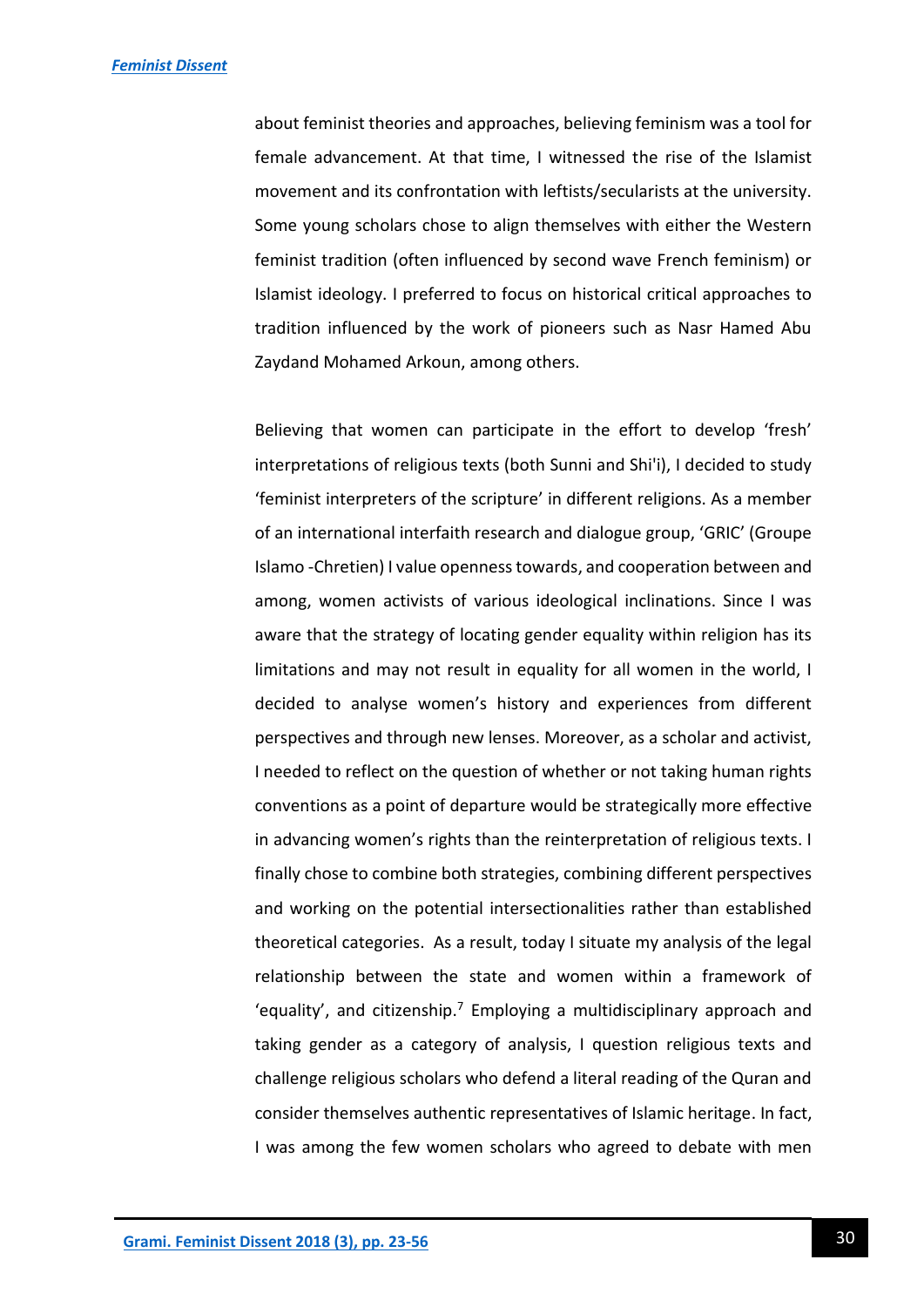about feminist theories and approaches, believing feminism was a tool for female advancement. At that time, I witnessed the rise of the Islamist movement and its confrontation with leftists/secularists at the university. Some young scholars chose to align themselves with either the Western feminist tradition (often influenced by second wave French feminism) or Islamist ideology. I preferred to focus on historical critical approaches to tradition influenced by the work of pioneers such as Nasr Hamed Abu Zaydand Mohamed Arkoun, among others.

Believing that women can participate in the effort to develop 'fresh' interpretations of religious texts (both Sunni and Shi'i), I decided to study 'feminist interpreters of the scripture' in different religions. As a member of an international interfaith research and dialogue group, 'GRIC' (Groupe Islamo -Chretien) I value openness towards, and cooperation between and among, women activists of various ideological inclinations. Since I was aware that the strategy of locating gender equality within religion has its limitations and may not result in equality for all women in the world, I decided to analyse women's history and experiences from different perspectives and through new lenses. Moreover, as a scholar and activist, I needed to reflect on the question of whether or not taking human rights conventions as a point of departure would be strategically more effective in advancing women's rights than the reinterpretation of religious texts. I finally chose to combine both strategies, combining different perspectives and working on the potential intersectionalities rather than established theoretical categories. As a result, today I situate my analysis of the legal relationship between the state and women within a framework of 'equality', and citizenship.[7] Employing a multidisciplinary approach and taking gender as a category of analysis, I question religious texts and challenge religious scholars who defend a literal reading of the Quran and consider themselves authentic representatives of Islamic heritage. In fact, I was among the few women scholars who agreed to debate with men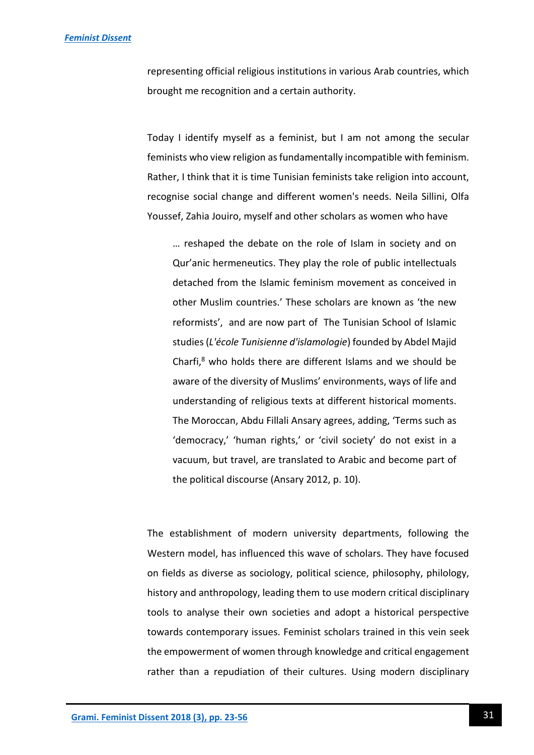representing official religious institutions in various Arab countries, which brought me recognition and a certain authority.

Today I identify myself as a feminist, but I am not among the secular feminists who view religion as fundamentally incompatible with feminism. Rather, I think that it is time Tunisian feminists take religion into account, recognise social change and different women's needs. Neila Sillini, Olfa Youssef, Zahia Jouiro, myself and other scholars as women who have

> … reshaped the debate on the role of Islam in society and on Qur'anic hermeneutics. They play the role of public intellectuals detached from the Islamic feminism movement as conceived in other Muslim countries.' These scholars are known as 'the new reformists', and are now part of The Tunisian School of Islamic studies (*L'école Tunisienne d'islamologie*) founded by Abdel Majid Charfi,[8] who holds there are different Islams and we should be aware of the diversity of Muslims' environments, ways of life and understanding of religious texts at different historical moments. The Moroccan, Abdu Fillali Ansary agrees, adding, 'Terms such as 'democracy,' 'human rights,' or 'civil society' do not exist in a vacuum, but travel, are translated to Arabic and become part of the political discourse (Ansary 2012, p. 10).

The establishment of modern university departments, following the Western model, has influenced this wave of scholars. They have focused on fields as diverse as sociology, political science, philosophy, philology, history and anthropology, leading them to use modern critical disciplinary tools to analyse their own societies and adopt a historical perspective towards contemporary issues. Feminist scholars trained in this vein seek the empowerment of women through knowledge and critical engagement rather than a repudiation of their cultures. Using modern disciplinary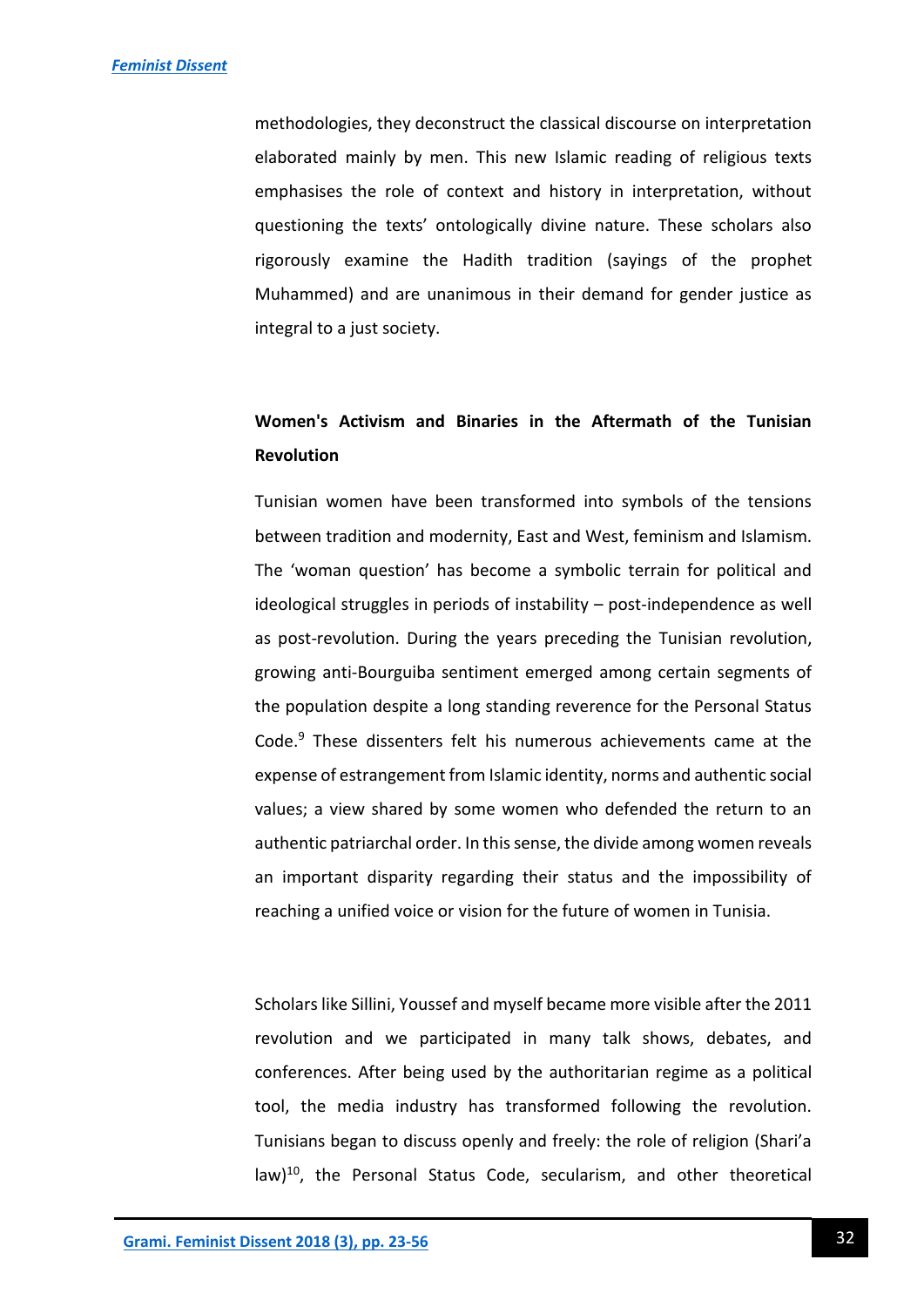methodologies, they deconstruct the classical discourse on interpretation elaborated mainly by men. This new Islamic reading of religious texts emphasises the role of context and history in interpretation, without questioning the texts' ontologically divine nature. These scholars also rigorously examine the Hadith tradition (sayings of the prophet Muhammed) and are unanimous in their demand for gender justice as integral to a just society.

## Women's Activism and Binaries in the Aftermath of the Tunisian Revolution

Tunisian women have been transformed into symbols of the tensions between tradition and modernity, East and West, feminism and Islamism. The 'woman question' has become a symbolic terrain for political and ideological struggles in periods of instability – post-independence as well as post-revolution. During the years preceding the Tunisian revolution, growing anti-Bourguiba sentiment emerged among certain segments of the population despite a long standing reverence for the Personal Status Code.[9] These dissenters felt his numerous achievements came at the expense of estrangement from Islamic identity, norms and authentic social values; a view shared by some women who defended the return to an authentic patriarchal order. In this sense, the divide among women reveals an important disparity regarding their status and the impossibility of reaching a unified voice or vision for the future of women in Tunisia.

Scholars like Sillini, Youssef and myself became more visible after the 2011 revolution and we participated in many talk shows, debates, and conferences. After being used by the authoritarian regime as a political tool, the media industry has transformed following the revolution. Tunisians began to discuss openly and freely: the role of religion (Shari'a law)[10], the Personal Status Code, secularism, and other theoretical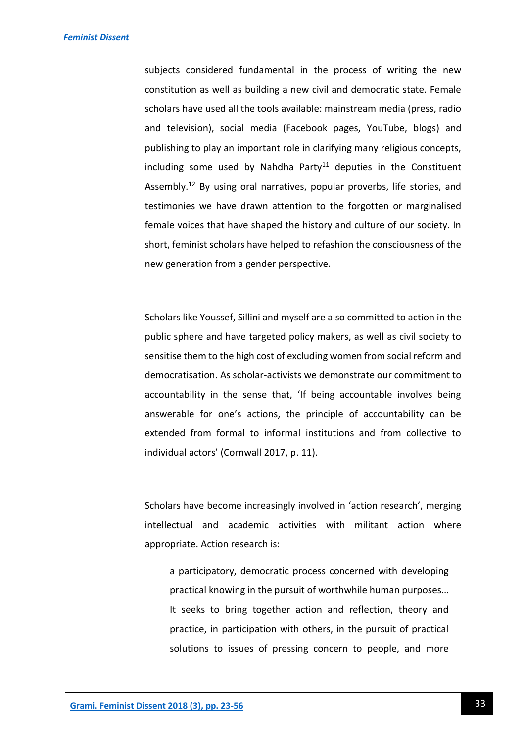subjects considered fundamental in the process of writing the new constitution as well as building a new civil and democratic state. Female scholars have used all the tools available: mainstream media (press, radio and television), social media (Facebook pages, YouTube, blogs) and publishing to play an important role in clarifying many religious concepts, including some used by Nahdha Party[11] deputies in the Constituent Assembly.[12] By using oral narratives, popular proverbs, life stories, and testimonies we have drawn attention to the forgotten or marginalised female voices that have shaped the history and culture of our society. In short, feminist scholars have helped to refashion the consciousness of the new generation from a gender perspective.

Scholars like Youssef, Sillini and myself are also committed to action in the public sphere and have targeted policy makers, as well as civil society to sensitise them to the high cost of excluding women from social reform and democratisation. As scholar-activists we demonstrate our commitment to accountability in the sense that, 'If being accountable involves being answerable for one's actions, the principle of accountability can be extended from formal to informal institutions and from collective to individual actors' (Cornwall 2017, p. 11).

Scholars have become increasingly involved in 'action research', merging intellectual and academic activities with militant action where appropriate. Action research is:

> a participatory, democratic process concerned with developing practical knowing in the pursuit of worthwhile human purposes… It seeks to bring together action and reflection, theory and practice, in participation with others, in the pursuit of practical solutions to issues of pressing concern to people, and more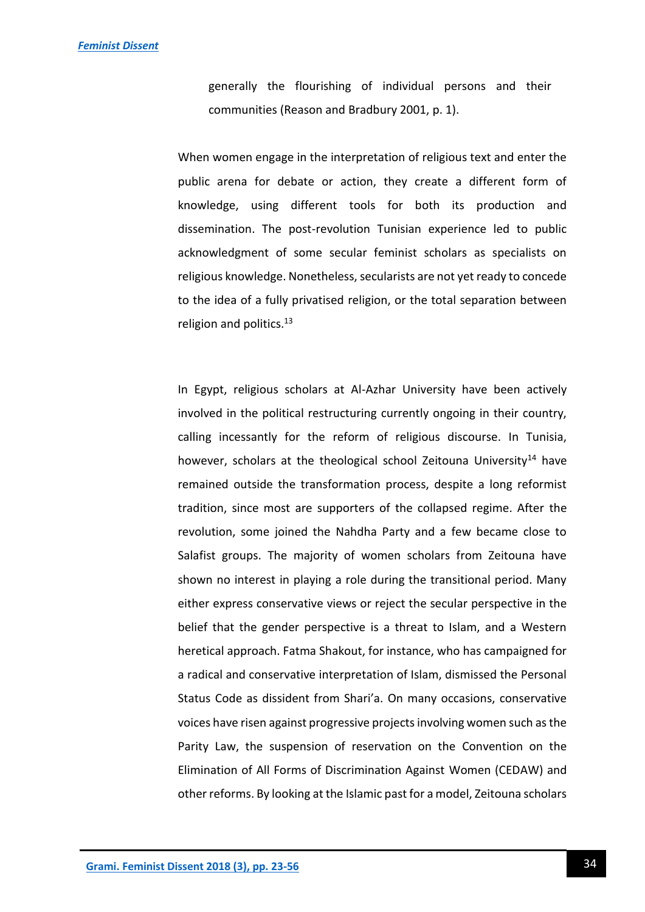> generally the flourishing of individual persons and their communities (Reason and Bradbury 2001, p. 1).

When women engage in the interpretation of religious text and enter the public arena for debate or action, they create a different form of knowledge, using different tools for both its production and dissemination. The post-revolution Tunisian experience led to public acknowledgment of some secular feminist scholars as specialists on religious knowledge. Nonetheless, secularists are not yet ready to concede to the idea of a fully privatised religion, or the total separation between religion and politics.[13]

In Egypt, religious scholars at Al-Azhar University have been actively involved in the political restructuring currently ongoing in their country, calling incessantly for the reform of religious discourse. In Tunisia, however, scholars at the theological school Zeitouna University[14] have remained outside the transformation process, despite a long reformist tradition, since most are supporters of the collapsed regime. After the revolution, some joined the Nahdha Party and a few became close to Salafist groups. The majority of women scholars from Zeitouna have shown no interest in playing a role during the transitional period. Many either express conservative views or reject the secular perspective in the belief that the gender perspective is a threat to Islam, and a Western heretical approach. Fatma Shakout, for instance, who has campaigned for a radical and conservative interpretation of Islam, dismissed the Personal Status Code as dissident from Shari'a. On many occasions, conservative voices have risen against progressive projects involving women such as the Parity Law, the suspension of reservation on the Convention on the Elimination of All Forms of Discrimination Against Women (CEDAW) and other reforms. By looking at the Islamic past for a model, Zeitouna scholars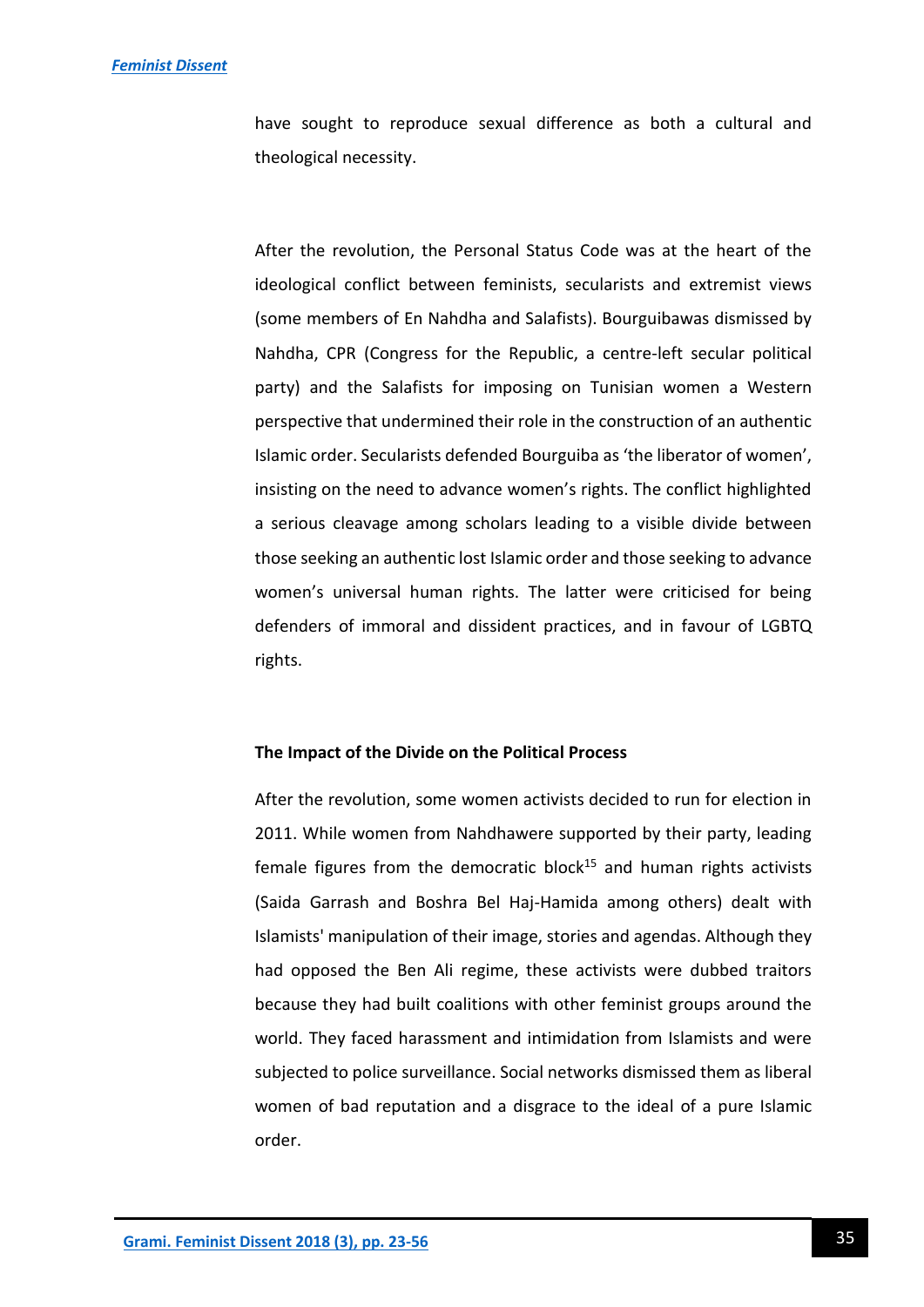have sought to reproduce sexual difference as both a cultural and theological necessity.

After the revolution, the Personal Status Code was at the heart of the ideological conflict between feminists, secularists and extremist views (some members of En Nahdha and Salafists). Bourguibawas dismissed by Nahdha, CPR (Congress for the Republic, a centre-left secular political party) and the Salafists for imposing on Tunisian women a Western perspective that undermined their role in the construction of an authentic Islamic order. Secularists defended Bourguiba as 'the liberator of women', insisting on the need to advance women's rights. The conflict highlighted a serious cleavage among scholars leading to a visible divide between those seeking an authentic lost Islamic order and those seeking to advance women's universal human rights. The latter were criticised for being defenders of immoral and dissident practices, and in favour of LGBTQ rights.

### The Impact of the Divide on the Political Process

After the revolution, some women activists decided to run for election in 2011. While women from Nahdhawere supported by their party, leading female figures from the democratic block[15] and human rights activists (Saida Garrash and Boshra Bel Haj-Hamida among others) dealt with Islamists' manipulation of their image, stories and agendas. Although they had opposed the Ben Ali regime, these activists were dubbed traitors because they had built coalitions with other feminist groups around the world. They faced harassment and intimidation from Islamists and were subjected to police surveillance. Social networks dismissed them as liberal women of bad reputation and a disgrace to the ideal of a pure Islamic order.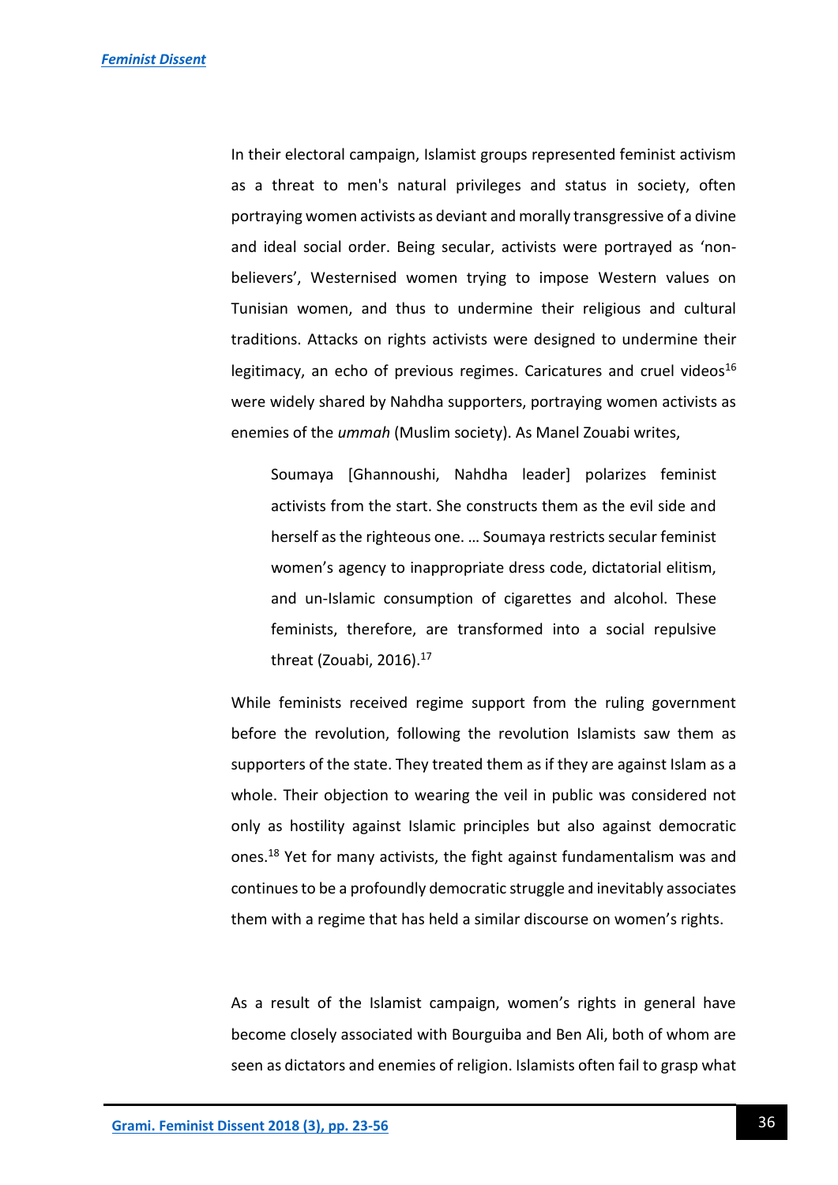In their electoral campaign, Islamist groups represented feminist activism as a threat to men's natural privileges and status in society, often portraying women activists as deviant and morally transgressive of a divine and ideal social order. Being secular, activists were portrayed as 'non-believers', Westernised women trying to impose Western values on Tunisian women, and thus to undermine their religious and cultural traditions. Attacks on rights activists were designed to undermine their legitimacy, an echo of previous regimes. Caricatures and cruel videos[16] were widely shared by Nahdha supporters, portraying women activists as enemies of the *ummah* (Muslim society). As Manel Zouabi writes,

> Soumaya [Ghannoushi, Nahdha leader] polarizes feminist activists from the start. She constructs them as the evil side and herself as the righteous one. … Soumaya restricts secular feminist women's agency to inappropriate dress code, dictatorial elitism, and un-Islamic consumption of cigarettes and alcohol. These feminists, therefore, are transformed into a social repulsive threat (Zouabi, 2016).[17]

While feminists received regime support from the ruling government before the revolution, following the revolution Islamists saw them as supporters of the state. They treated them as if they are against Islam as a whole. Their objection to wearing the veil in public was considered not only as hostility against Islamic principles but also against democratic ones.[18] Yet for many activists, the fight against fundamentalism was and continues to be a profoundly democratic struggle and inevitably associates them with a regime that has held a similar discourse on women's rights.

As a result of the Islamist campaign, women's rights in general have become closely associated with Bourguiba and Ben Ali, both of whom are seen as dictators and enemies of religion. Islamists often fail to grasp what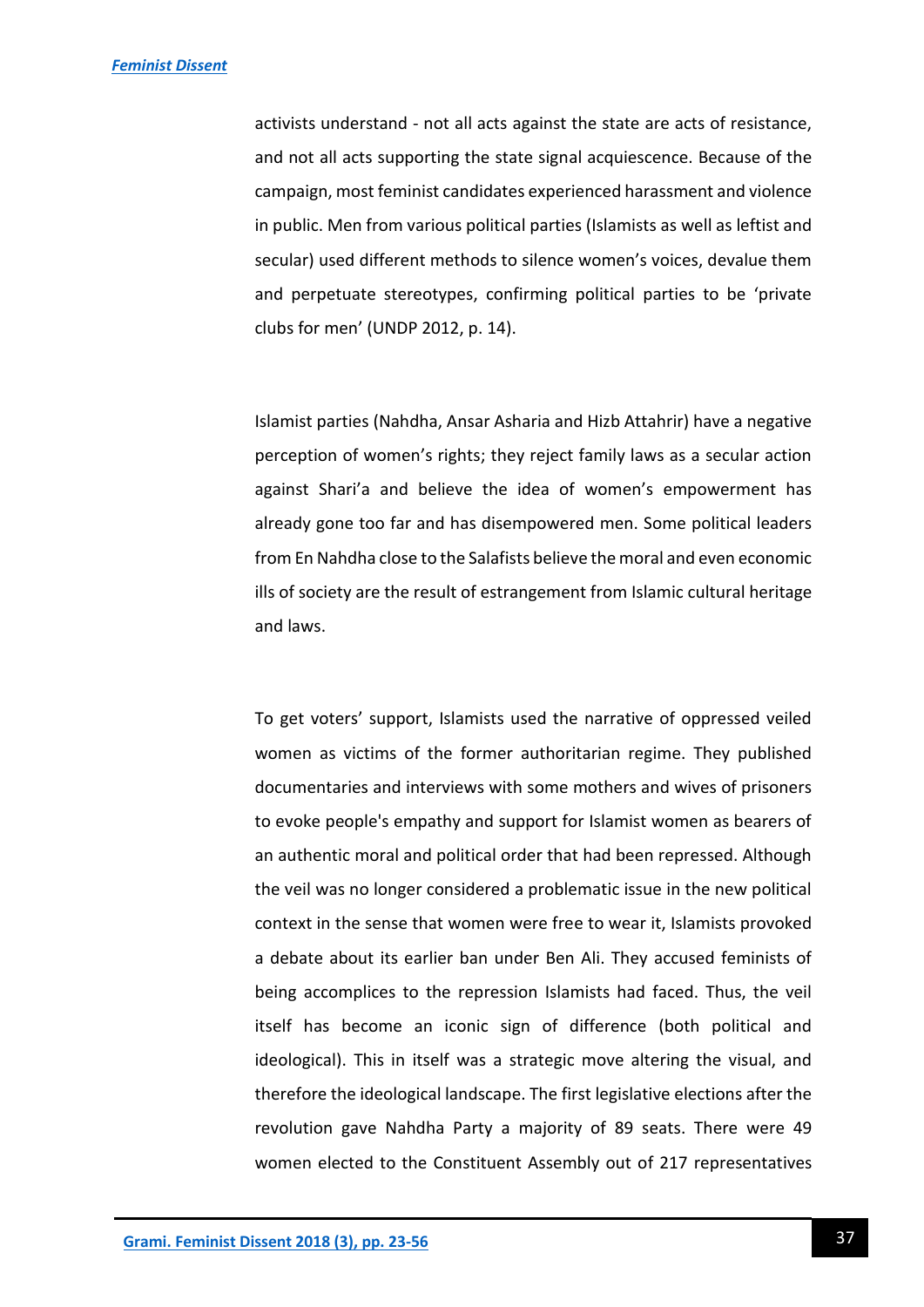activists understand - not all acts against the state are acts of resistance, and not all acts supporting the state signal acquiescence. Because of the campaign, most feminist candidates experienced harassment and violence in public. Men from various political parties (Islamists as well as leftist and secular) used different methods to silence women's voices, devalue them and perpetuate stereotypes, confirming political parties to be 'private clubs for men' (UNDP 2012, p. 14).

Islamist parties (Nahdha, Ansar Asharia and Hizb Attahrir) have a negative perception of women's rights; they reject family laws as a secular action against Shari'a and believe the idea of women's empowerment has already gone too far and has disempowered men. Some political leaders from En Nahdha close to the Salafists believe the moral and even economic ills of society are the result of estrangement from Islamic cultural heritage and laws.

To get voters' support, Islamists used the narrative of oppressed veiled women as victims of the former authoritarian regime. They published documentaries and interviews with some mothers and wives of prisoners to evoke people's empathy and support for Islamist women as bearers of an authentic moral and political order that had been repressed. Although the veil was no longer considered a problematic issue in the new political context in the sense that women were free to wear it, Islamists provoked a debate about its earlier ban under Ben Ali. They accused feminists of being accomplices to the repression Islamists had faced. Thus, the veil itself has become an iconic sign of difference (both political and ideological). This in itself was a strategic move altering the visual, and therefore the ideological landscape. The first legislative elections after the revolution gave Nahdha Party a majority of 89 seats. There were 49 women elected to the Constituent Assembly out of 217 representatives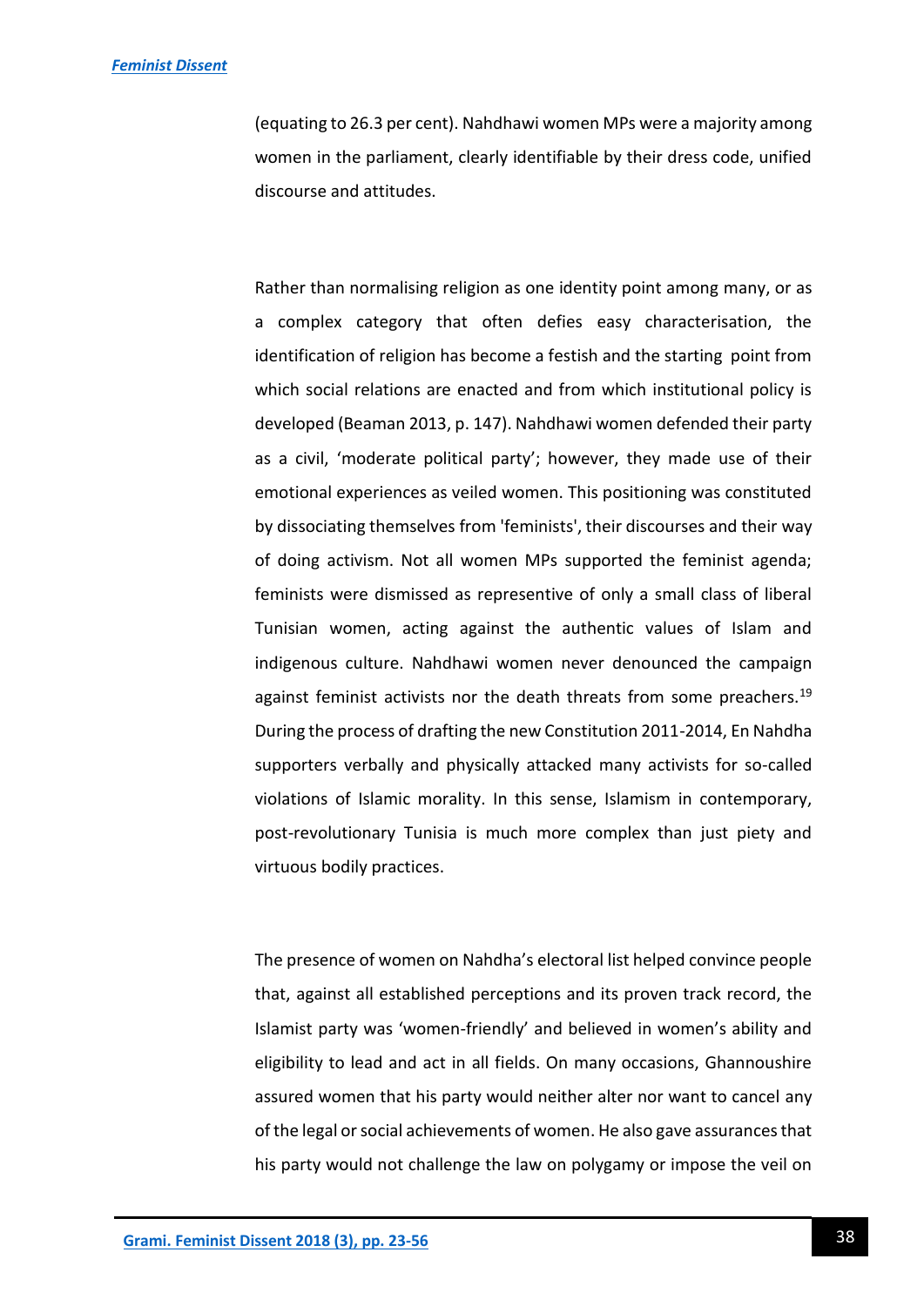(equating to 26.3 per cent). Nahdhawi women MPs were a majority among women in the parliament, clearly identifiable by their dress code, unified discourse and attitudes.

Rather than normalising religion as one identity point among many, or as a complex category that often defies easy characterisation, the identification of religion has become a festish and the starting point from which social relations are enacted and from which institutional policy is developed (Beaman 2013, p. 147). Nahdhawi women defended their party as a civil, 'moderate political party'; however, they made use of their emotional experiences as veiled women. This positioning was constituted by dissociating themselves from 'feminists', their discourses and their way of doing activism. Not all women MPs supported the feminist agenda; feminists were dismissed as representive of only a small class of liberal Tunisian women, acting against the authentic values of Islam and indigenous culture. Nahdhawi women never denounced the campaign against feminist activists nor the death threats from some preachers.[19] During the process of drafting the new Constitution 2011-2014, En Nahdha supporters verbally and physically attacked many activists for so-called violations of Islamic morality. In this sense, Islamism in contemporary, post-revolutionary Tunisia is much more complex than just piety and virtuous bodily practices.

The presence of women on Nahdha's electoral list helped convince people that, against all established perceptions and its proven track record, the Islamist party was 'women-friendly' and believed in women's ability and eligibility to lead and act in all fields. On many occasions, Ghannoushire assured women that his party would neither alter nor want to cancel any of the legal or social achievements of women. He also gave assurances that his party would not challenge the law on polygamy or impose the veil on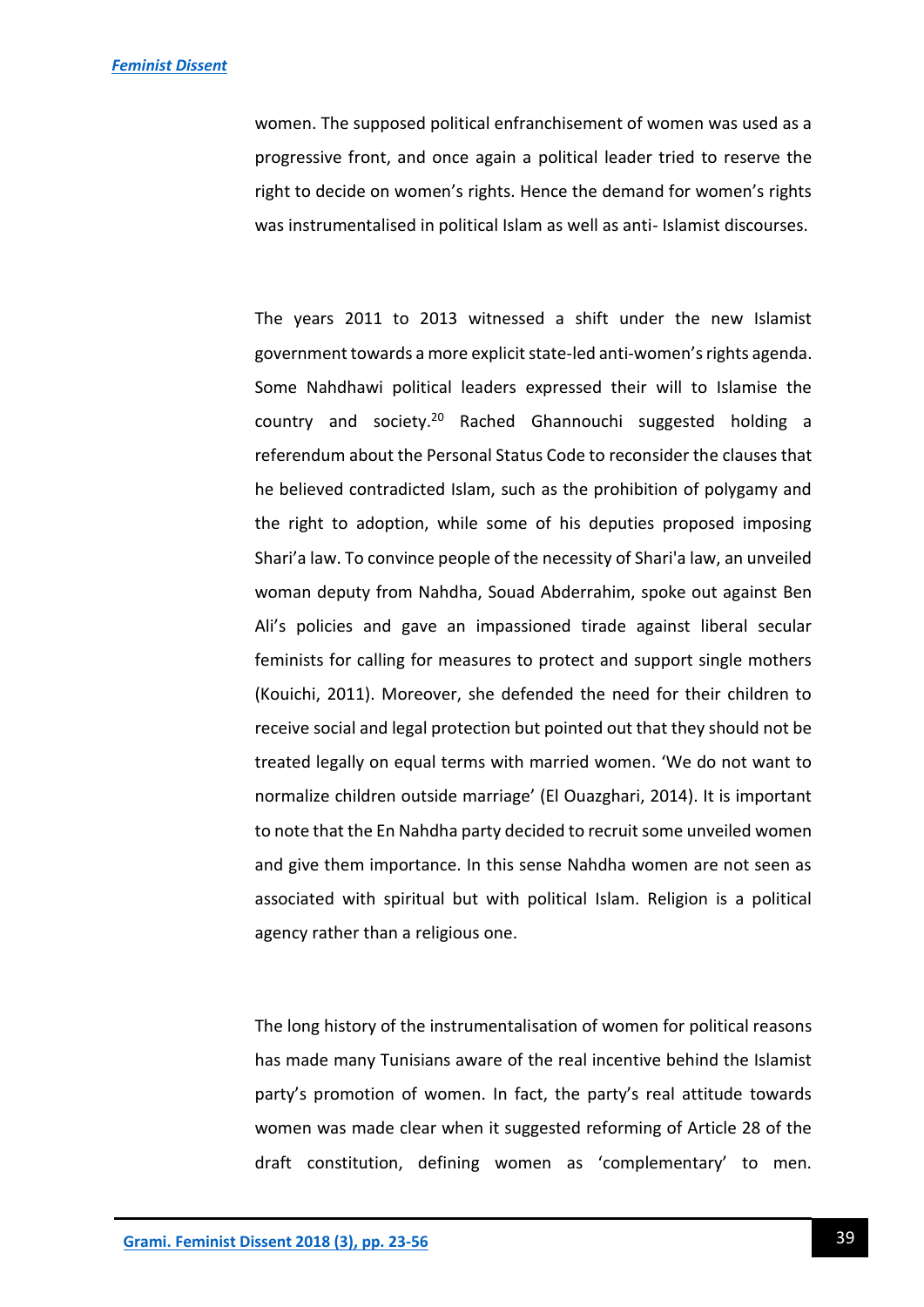women. The supposed political enfranchisement of women was used as a progressive front, and once again a political leader tried to reserve the right to decide on women's rights. Hence the demand for women's rights was instrumentalised in political Islam as well as anti- Islamist discourses.

The years 2011 to 2013 witnessed a shift under the new Islamist government towards a more explicit state-led anti-women's rights agenda. Some Nahdhawi political leaders expressed their will to Islamise the country and society.[20] Rached Ghannouchi suggested holding a referendum about the Personal Status Code to reconsider the clauses that he believed contradicted Islam, such as the prohibition of polygamy and the right to adoption, while some of his deputies proposed imposing Shari'a law. To convince people of the necessity of Shari'a law, an unveiled woman deputy from Nahdha, Souad Abderrahim, spoke out against Ben Ali's policies and gave an impassioned tirade against liberal secular feminists for calling for measures to protect and support single mothers (Kouichi, 2011). Moreover, she defended the need for their children to receive social and legal protection but pointed out that they should not be treated legally on equal terms with married women. 'We do not want to normalize children outside marriage' (El Ouazghari, 2014). It is important to note that the En Nahdha party decided to recruit some unveiled women and give them importance. In this sense Nahdha women are not seen as associated with spiritual but with political Islam. Religion is a political agency rather than a religious one.

The long history of the instrumentalisation of women for political reasons has made many Tunisians aware of the real incentive behind the Islamist party's promotion of women. In fact, the party's real attitude towards women was made clear when it suggested reforming of Article 28 of the draft constitution, defining women as 'complementary' to men.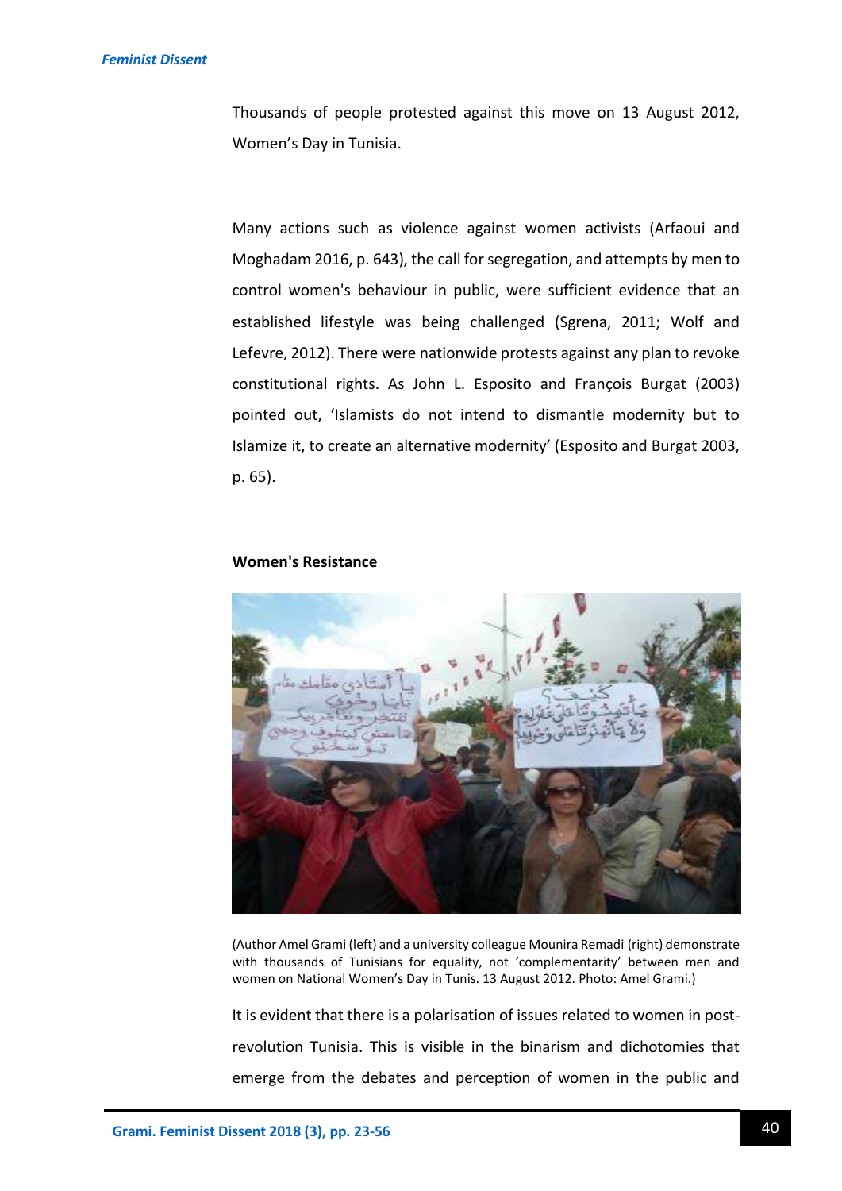Thousands of people protested against this move on 13 August 2012, Women's Day in Tunisia.

Many actions such as violence against women activists (Arfaoui and Moghadam 2016, p. 643), the call for segregation, and attempts by men to control women's behaviour in public, were sufficient evidence that an established lifestyle was being challenged (Sgrena, 2011; Wolf and Lefevre, 2012). There were nationwide protests against any plan to revoke constitutional rights. As John L. Esposito and François Burgat (2003) pointed out, 'Islamists do not intend to dismantle modernity but to Islamize it, to create an alternative modernity' (Esposito and Burgat 2003, p. 65).

**Women's Resistance**

(Author Amel Grami (left) and a university colleague Mounira Remadi (right) demonstrate with thousands of Tunisians for equality, not 'complementarity' between men and women on National Women's Day in Tunis. 13 August 2012. Photo: Amel Grami.)

It is evident that there is a polarisation of issues related to women in post-revolution Tunisia. This is visible in the binarism and dichotomies that emerge from the debates and perception of women in the public and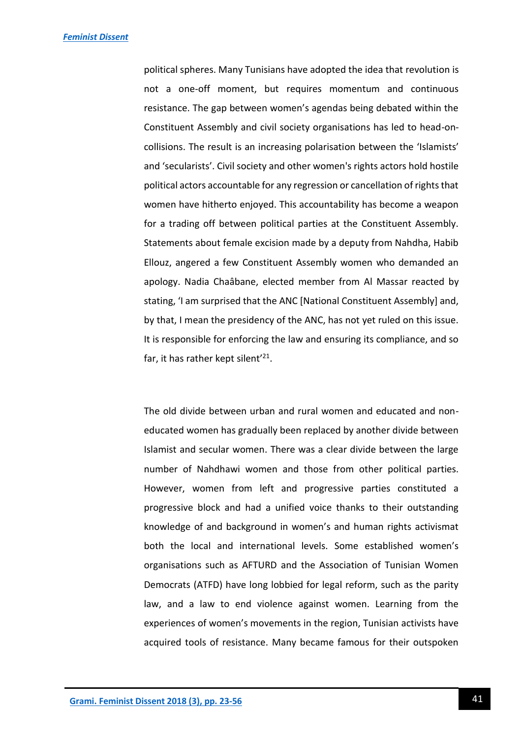political spheres. Many Tunisians have adopted the idea that revolution is not a one-off moment, but requires momentum and continuous resistance. The gap between women's agendas being debated within the Constituent Assembly and civil society organisations has led to head-on-collisions. The result is an increasing polarisation between the 'Islamists' and 'secularists'. Civil society and other women's rights actors hold hostile political actors accountable for any regression or cancellation of rights that women have hitherto enjoyed. This accountability has become a weapon for a trading off between political parties at the Constituent Assembly. Statements about female excision made by a deputy from Nahdha, Habib Ellouz, angered a few Constituent Assembly women who demanded an apology. Nadia Chaâbane, elected member from Al Massar reacted by stating, 'I am surprised that the ANC [National Constituent Assembly] and, by that, I mean the presidency of the ANC, has not yet ruled on this issue. It is responsible for enforcing the law and ensuring its compliance, and so far, it has rather kept silent'[21].

The old divide between urban and rural women and educated and non-educated women has gradually been replaced by another divide between Islamist and secular women. There was a clear divide between the large number of Nahdhawi women and those from other political parties. However, women from left and progressive parties constituted a progressive block and had a unified voice thanks to their outstanding knowledge of and background in women's and human rights activismat both the local and international levels. Some established women's organisations such as AFTURD and the Association of Tunisian Women Democrats (ATFD) have long lobbied for legal reform, such as the parity law, and a law to end violence against women. Learning from the experiences of women's movements in the region, Tunisian activists have acquired tools of resistance. Many became famous for their outspoken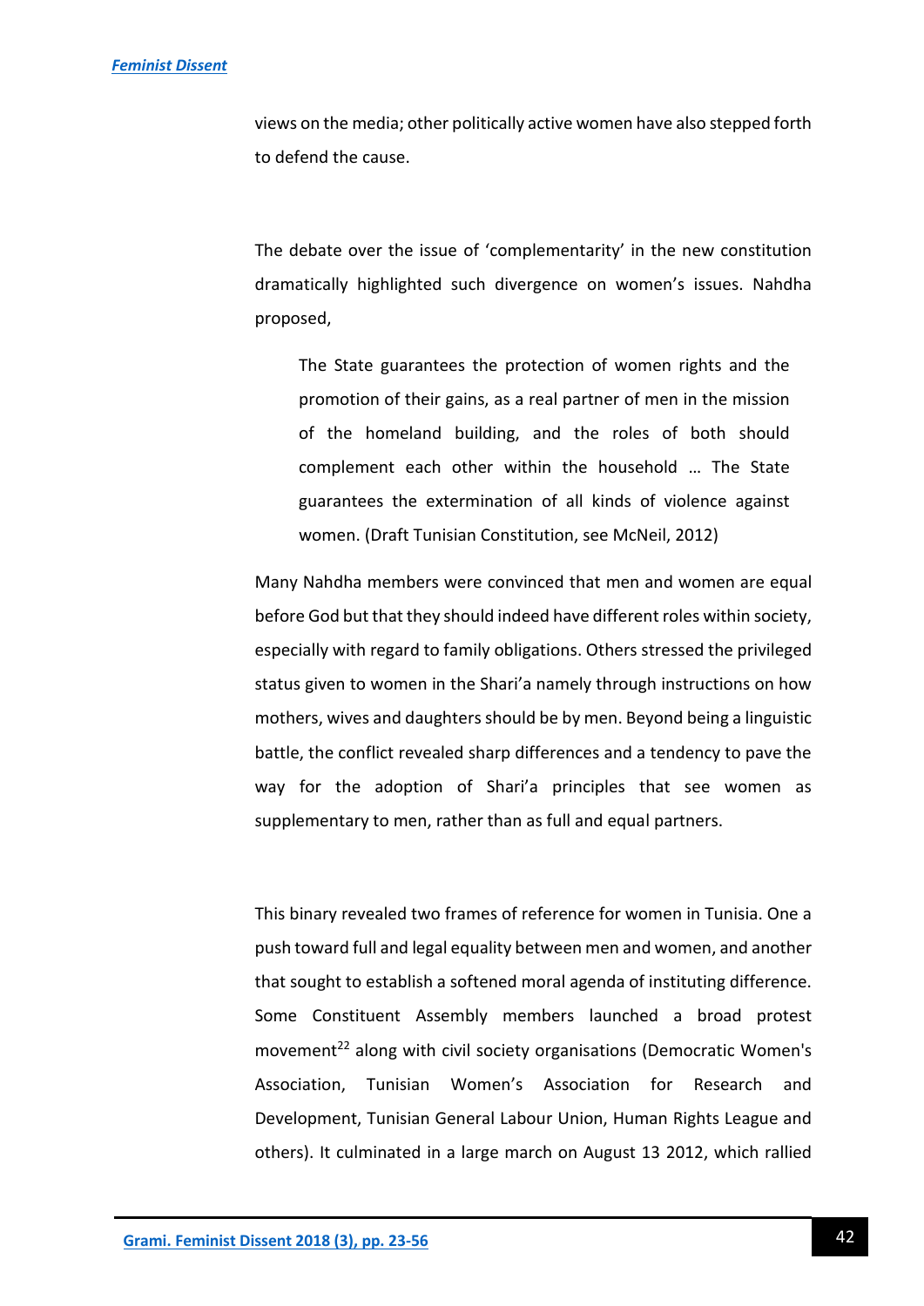views on the media; other politically active women have also stepped forth to defend the cause.

The debate over the issue of 'complementarity' in the new constitution dramatically highlighted such divergence on women's issues. Nahdha proposed,

> The State guarantees the protection of women rights and the promotion of their gains, as a real partner of men in the mission of the homeland building, and the roles of both should complement each other within the household … The State guarantees the extermination of all kinds of violence against women. (Draft Tunisian Constitution, see McNeil, 2012)

Many Nahdha members were convinced that men and women are equal before God but that they should indeed have different roles within society, especially with regard to family obligations. Others stressed the privileged status given to women in the Shari'a namely through instructions on how mothers, wives and daughters should be by men. Beyond being a linguistic battle, the conflict revealed sharp differences and a tendency to pave the way for the adoption of Shari'a principles that see women as supplementary to men, rather than as full and equal partners.

This binary revealed two frames of reference for women in Tunisia. One a push toward full and legal equality between men and women, and another that sought to establish a softened moral agenda of instituting difference. Some Constituent Assembly members launched a broad protest movement[22] along with civil society organisations (Democratic Women's Association, Tunisian Women's Association for Research and Development, Tunisian General Labour Union, Human Rights League and others). It culminated in a large march on August 13 2012, which rallied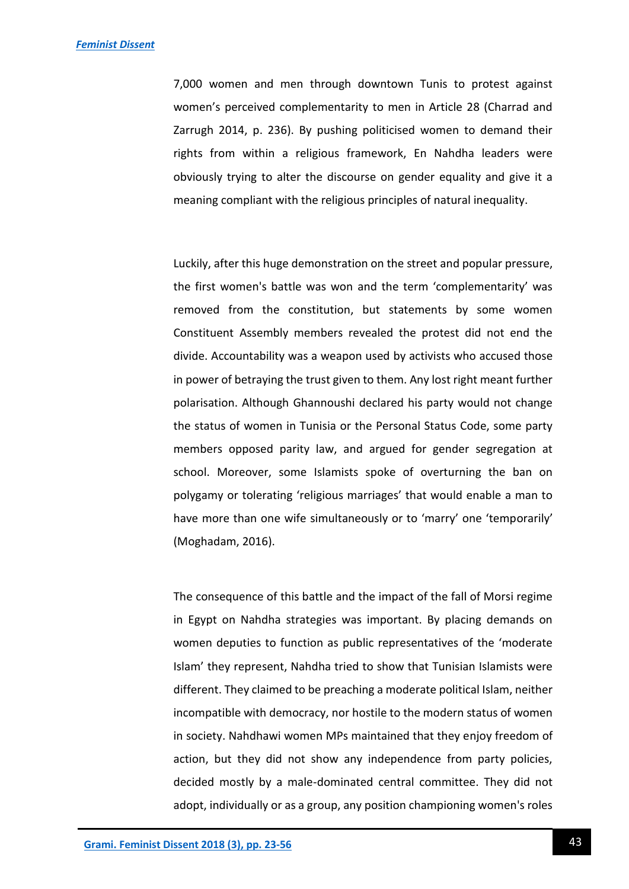7,000 women and men through downtown Tunis to protest against women's perceived complementarity to men in Article 28 (Charrad and Zarrugh 2014, p. 236). By pushing politicised women to demand their rights from within a religious framework, En Nahdha leaders were obviously trying to alter the discourse on gender equality and give it a meaning compliant with the religious principles of natural inequality.

Luckily, after this huge demonstration on the street and popular pressure, the first women's battle was won and the term 'complementarity' was removed from the constitution, but statements by some women Constituent Assembly members revealed the protest did not end the divide. Accountability was a weapon used by activists who accused those in power of betraying the trust given to them. Any lost right meant further polarisation. Although Ghannoushi declared his party would not change the status of women in Tunisia or the Personal Status Code, some party members opposed parity law, and argued for gender segregation at school. Moreover, some Islamists spoke of overturning the ban on polygamy or tolerating 'religious marriages' that would enable a man to have more than one wife simultaneously or to 'marry' one 'temporarily' (Moghadam, 2016).

The consequence of this battle and the impact of the fall of Morsi regime in Egypt on Nahdha strategies was important. By placing demands on women deputies to function as public representatives of the 'moderate Islam' they represent, Nahdha tried to show that Tunisian Islamists were different. They claimed to be preaching a moderate political Islam, neither incompatible with democracy, nor hostile to the modern status of women in society. Nahdhawi women MPs maintained that they enjoy freedom of action, but they did not show any independence from party policies, decided mostly by a male-dominated central committee. They did not adopt, individually or as a group, any position championing women's roles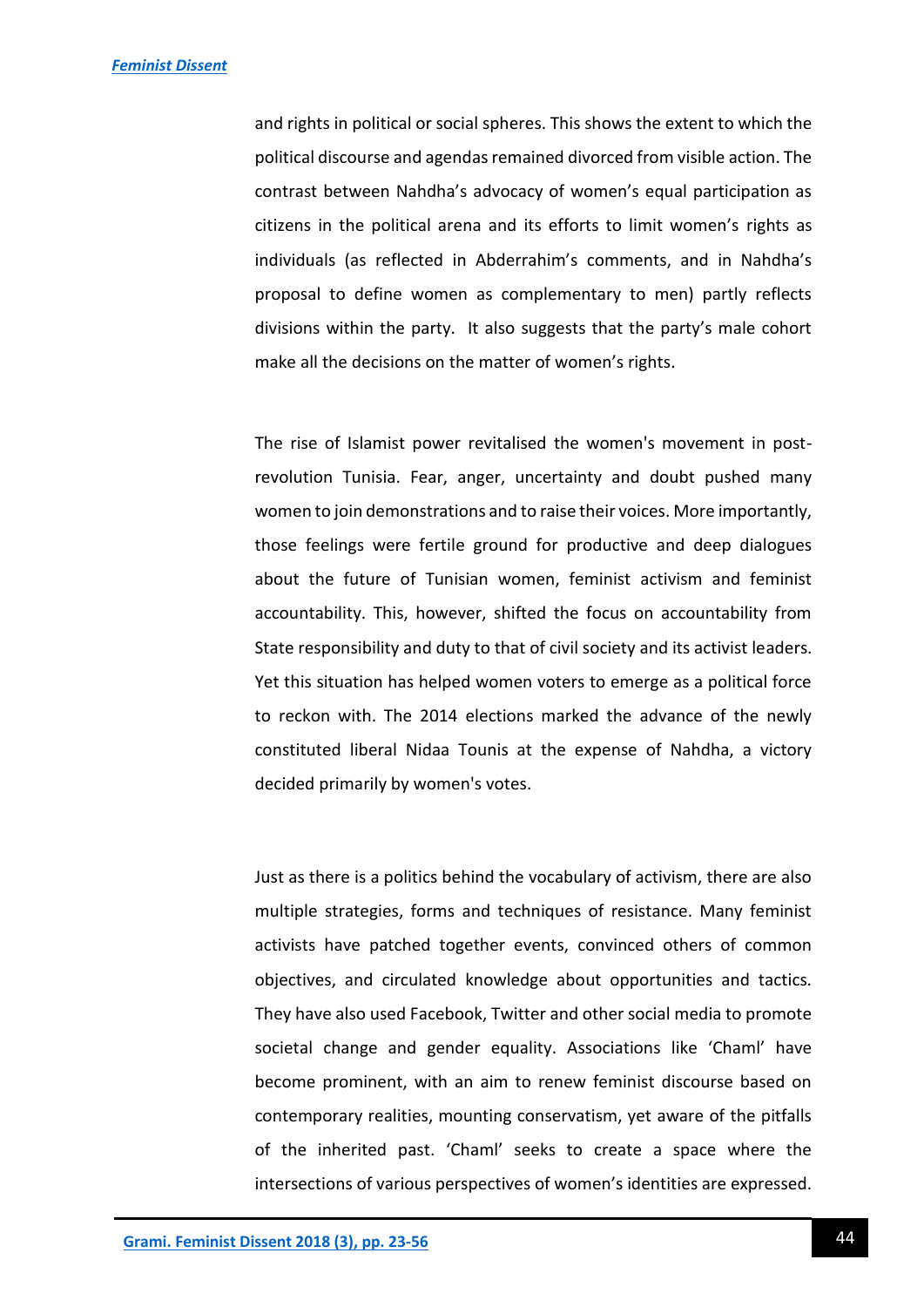and rights in political or social spheres. This shows the extent to which the political discourse and agendas remained divorced from visible action. The contrast between Nahdha's advocacy of women's equal participation as citizens in the political arena and its efforts to limit women's rights as individuals (as reflected in Abderrahim's comments, and in Nahdha's proposal to define women as complementary to men) partly reflects divisions within the party. It also suggests that the party's male cohort make all the decisions on the matter of women's rights.

The rise of Islamist power revitalised the women's movement in post-revolution Tunisia. Fear, anger, uncertainty and doubt pushed many women to join demonstrations and to raise their voices. More importantly, those feelings were fertile ground for productive and deep dialogues about the future of Tunisian women, feminist activism and feminist accountability. This, however, shifted the focus on accountability from State responsibility and duty to that of civil society and its activist leaders. Yet this situation has helped women voters to emerge as a political force to reckon with. The 2014 elections marked the advance of the newly constituted liberal Nidaa Tounis at the expense of Nahdha, a victory decided primarily by women's votes.

Just as there is a politics behind the vocabulary of activism, there are also multiple strategies, forms and techniques of resistance. Many feminist activists have patched together events, convinced others of common objectives, and circulated knowledge about opportunities and tactics. They have also used Facebook, Twitter and other social media to promote societal change and gender equality. Associations like 'Chaml' have become prominent, with an aim to renew feminist discourse based on contemporary realities, mounting conservatism, yet aware of the pitfalls of the inherited past. 'Chaml' seeks to create a space where the intersections of various perspectives of women's identities are expressed.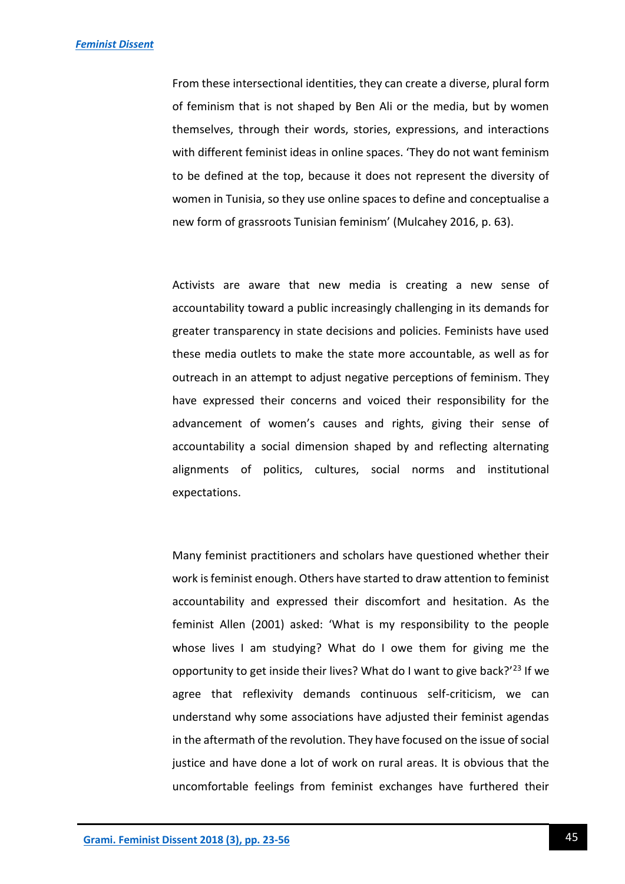From these intersectional identities, they can create a diverse, plural form of feminism that is not shaped by Ben Ali or the media, but by women themselves, through their words, stories, expressions, and interactions with different feminist ideas in online spaces. 'They do not want feminism to be defined at the top, because it does not represent the diversity of women in Tunisia, so they use online spaces to define and conceptualise a new form of grassroots Tunisian feminism' (Mulcahey 2016, p. 63).

Activists are aware that new media is creating a new sense of accountability toward a public increasingly challenging in its demands for greater transparency in state decisions and policies. Feminists have used these media outlets to make the state more accountable, as well as for outreach in an attempt to adjust negative perceptions of feminism. They have expressed their concerns and voiced their responsibility for the advancement of women's causes and rights, giving their sense of accountability a social dimension shaped by and reflecting alternating alignments of politics, cultures, social norms and institutional expectations.

Many feminist practitioners and scholars have questioned whether their work is feminist enough. Others have started to draw attention to feminist accountability and expressed their discomfort and hesitation. As the feminist Allen (2001) asked: 'What is my responsibility to the people whose lives I am studying? What do I owe them for giving me the opportunity to get inside their lives? What do I want to give back?'[23] If we agree that reflexivity demands continuous self-criticism, we can understand why some associations have adjusted their feminist agendas in the aftermath of the revolution. They have focused on the issue of social justice and have done a lot of work on rural areas. It is obvious that the uncomfortable feelings from feminist exchanges have furthered their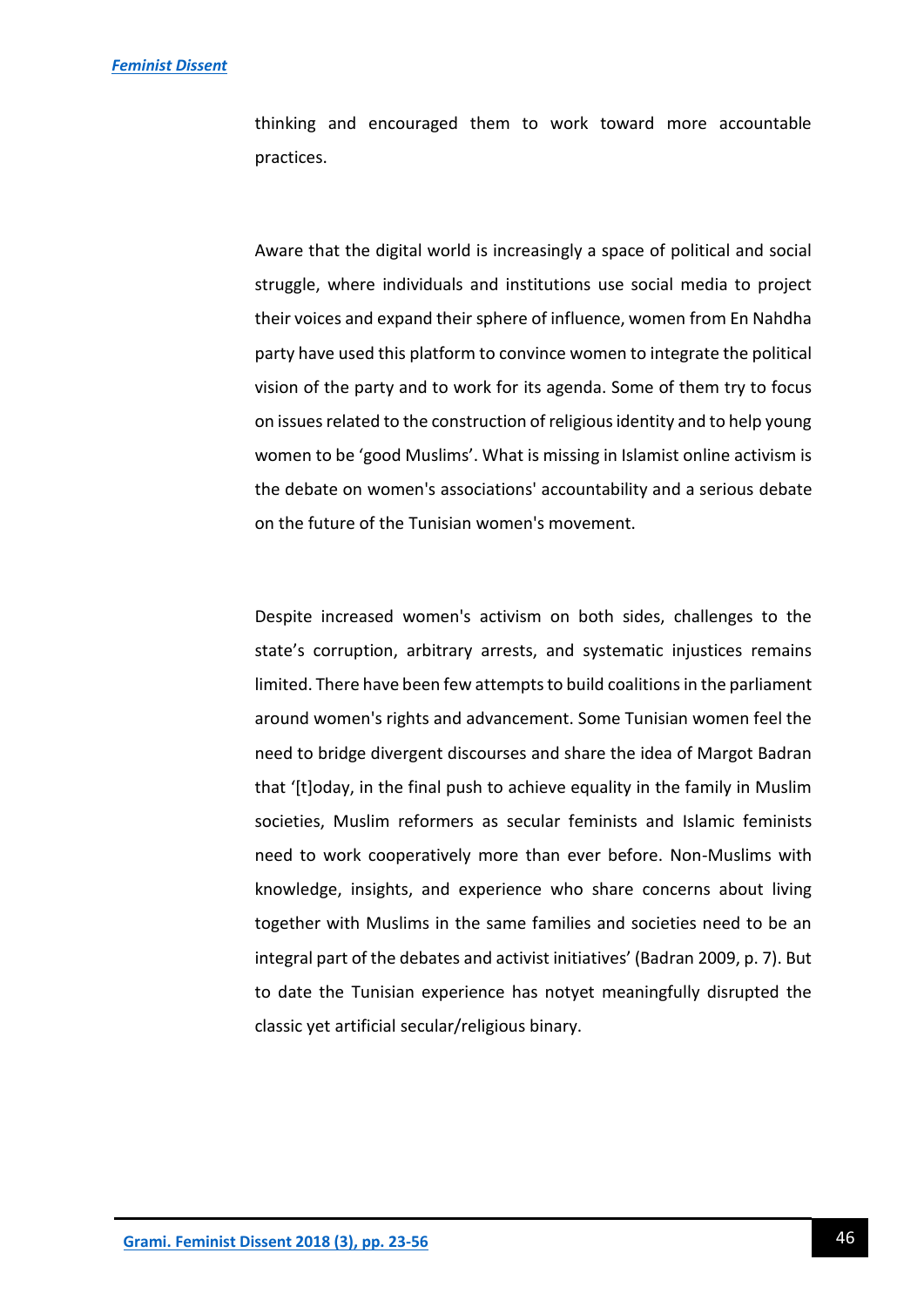thinking and encouraged them to work toward more accountable practices.

Aware that the digital world is increasingly a space of political and social struggle, where individuals and institutions use social media to project their voices and expand their sphere of influence, women from En Nahdha party have used this platform to convince women to integrate the political vision of the party and to work for its agenda. Some of them try to focus on issues related to the construction of religious identity and to help young women to be 'good Muslims'. What is missing in Islamist online activism is the debate on women's associations' accountability and a serious debate on the future of the Tunisian women's movement.

Despite increased women's activism on both sides, challenges to the state's corruption, arbitrary arrests, and systematic injustices remains limited. There have been few attempts to build coalitions in the parliament around women's rights and advancement. Some Tunisian women feel the need to bridge divergent discourses and share the idea of Margot Badran that '[t]oday, in the final push to achieve equality in the family in Muslim societies, Muslim reformers as secular feminists and Islamic feminists need to work cooperatively more than ever before. Non-Muslims with knowledge, insights, and experience who share concerns about living together with Muslims in the same families and societies need to be an integral part of the debates and activist initiatives' (Badran 2009, p. 7). But to date the Tunisian experience has notyet meaningfully disrupted the classic yet artificial secular/religious binary.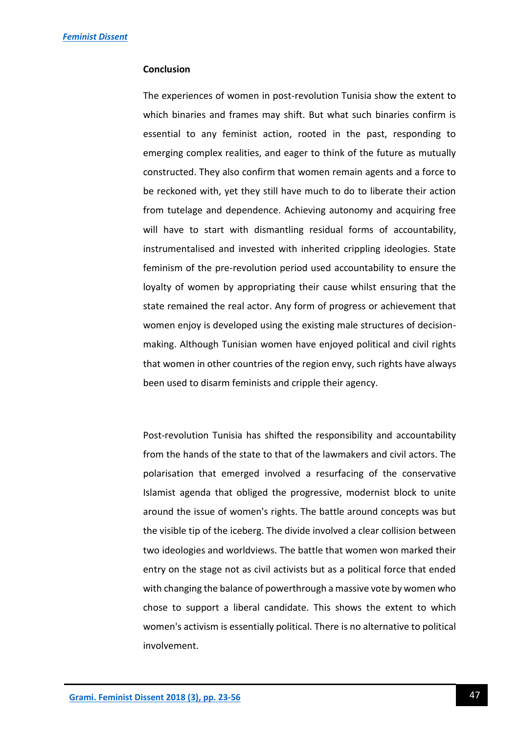**Conclusion**

The experiences of women in post-revolution Tunisia show the extent to which binaries and frames may shift. But what such binaries confirm is essential to any feminist action, rooted in the past, responding to emerging complex realities, and eager to think of the future as mutually constructed. They also confirm that women remain agents and a force to be reckoned with, yet they still have much to do to liberate their action from tutelage and dependence. Achieving autonomy and acquiring free will have to start with dismantling residual forms of accountability, instrumentalised and invested with inherited crippling ideologies. State feminism of the pre-revolution period used accountability to ensure the loyalty of women by appropriating their cause whilst ensuring that the state remained the real actor. Any form of progress or achievement that women enjoy is developed using the existing male structures of decision-making. Although Tunisian women have enjoyed political and civil rights that women in other countries of the region envy, such rights have always been used to disarm feminists and cripple their agency.

Post-revolution Tunisia has shifted the responsibility and accountability from the hands of the state to that of the lawmakers and civil actors. The polarisation that emerged involved a resurfacing of the conservative Islamist agenda that obliged the progressive, modernist block to unite around the issue of women's rights. The battle around concepts was but the visible tip of the iceberg. The divide involved a clear collision between two ideologies and worldviews. The battle that women won marked their entry on the stage not as civil activists but as a political force that ended with changing the balance of powerthrough a massive vote by women who chose to support a liberal candidate. This shows the extent to which women's activism is essentially political. There is no alternative to political involvement.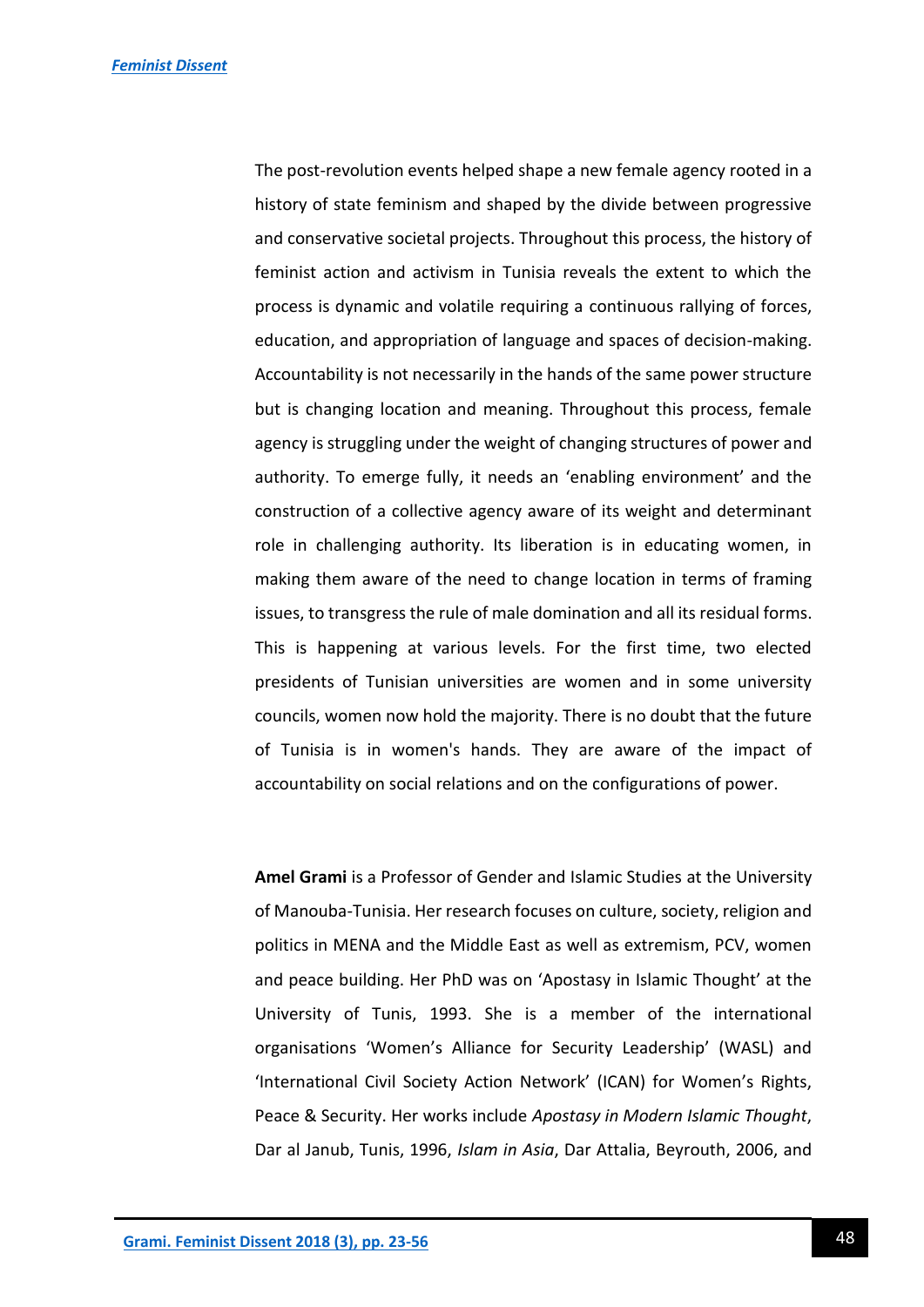The post-revolution events helped shape a new female agency rooted in a history of state feminism and shaped by the divide between progressive and conservative societal projects. Throughout this process, the history of feminist action and activism in Tunisia reveals the extent to which the process is dynamic and volatile requiring a continuous rallying of forces, education, and appropriation of language and spaces of decision-making. Accountability is not necessarily in the hands of the same power structure but is changing location and meaning. Throughout this process, female agency is struggling under the weight of changing structures of power and authority. To emerge fully, it needs an 'enabling environment' and the construction of a collective agency aware of its weight and determinant role in challenging authority. Its liberation is in educating women, in making them aware of the need to change location in terms of framing issues, to transgress the rule of male domination and all its residual forms. This is happening at various levels. For the first time, two elected presidents of Tunisian universities are women and in some university councils, women now hold the majority. There is no doubt that the future of Tunisia is in women's hands. They are aware of the impact of accountability on social relations and on the configurations of power.

**Amel Grami** is a Professor of Gender and Islamic Studies at the University of Manouba-Tunisia. Her research focuses on culture, society, religion and politics in MENA and the Middle East as well as extremism, PCV, women and peace building. Her PhD was on 'Apostasy in Islamic Thought' at the University of Tunis, 1993. She is a member of the international organisations 'Women's Alliance for Security Leadership' (WASL) and 'International Civil Society Action Network' (ICAN) for Women's Rights, Peace & Security. Her works include *Apostasy in Modern Islamic Thought*, Dar al Janub, Tunis, 1996, *Islam in Asia*, Dar Attalia, Beyrouth, 2006, and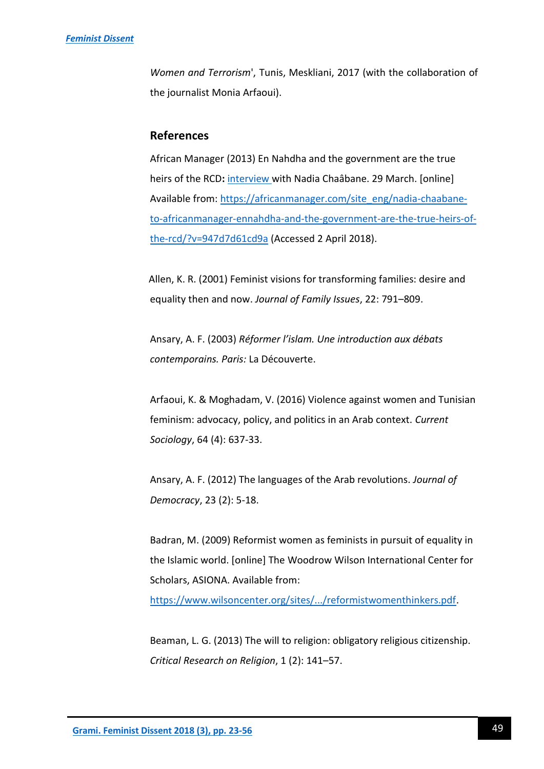*Women and Terrorism*', Tunis, Meskliani, 2017 (with the collaboration of the journalist Monia Arfaoui).

## References

African Manager (2013) En Nahdha and the government are the true heirs of the RCD**:** interview with Nadia Chaâbane. 29 March. [online] Available from: https://africanmanager.com/site_eng/nadia-chaabane-to-africanmanager-ennahdha-and-the-government-are-the-true-heirs-of-the-rcd/?v=947d7d61cd9a (Accessed 2 April 2018).

Allen, K. R. (2001) Feminist visions for transforming families: desire and equality then and now. *Journal of Family Issues*, 22: 791–809.

Ansary, A. F. (2003) *Réformer l'islam. Une introduction aux débats contemporains. Paris:* La Découverte.

Arfaoui, K. & Moghadam, V. (2016) Violence against women and Tunisian feminism: advocacy, policy, and politics in an Arab context. *Current Sociology*, 64 (4): 637-33.

Ansary, A. F. (2012) The languages of the Arab revolutions. *Journal of Democracy*, 23 (2): 5-18.

Badran, M. (2009) Reformist women as feminists in pursuit of equality in the Islamic world. [online] The Woodrow Wilson International Center for Scholars, ASIONA. Available from: https://www.wilsoncenter.org/sites/.../reformistwomenthinkers.pdf.

Beaman, L. G. (2013) The will to religion: obligatory religious citizenship. *Critical Research on Religion*, 1 (2): 141–57.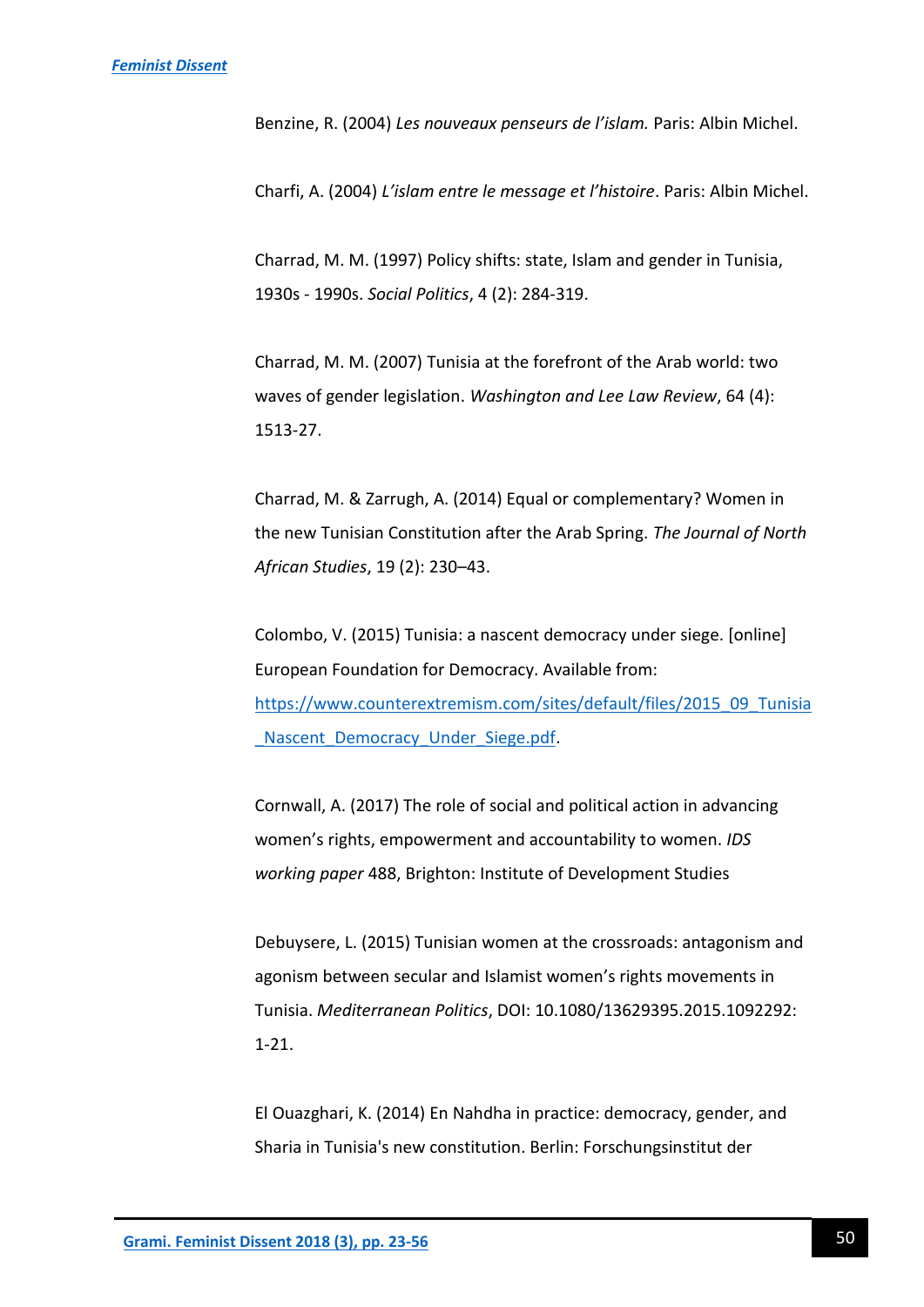Benzine, R. (2004) *Les nouveaux penseurs de l'islam.* Paris: Albin Michel.

Charfi, A. (2004) *L'islam entre le message et l'histoire*. Paris: Albin Michel.

Charrad, M. M. (1997) Policy shifts: state, Islam and gender in Tunisia, 1930s - 1990s. *Social Politics*, 4 (2): 284-319.

Charrad, M. M. (2007) Tunisia at the forefront of the Arab world: two waves of gender legislation. *Washington and Lee Law Review*, 64 (4): 1513-27.

Charrad, M. & Zarrugh, A. (2014) Equal or complementary? Women in the new Tunisian Constitution after the Arab Spring. *The Journal of North African Studies*, 19 (2): 230–43.

Colombo, V. (2015) Tunisia: a nascent democracy under siege. [online] European Foundation for Democracy. Available from: https://www.counterextremism.com/sites/default/files/2015_09_Tunisia_Nascent_Democracy_Under_Siege.pdf.

Cornwall, A. (2017) The role of social and political action in advancing women's rights, empowerment and accountability to women. *IDS working paper* 488, Brighton: Institute of Development Studies

Debuysere, L. (2015) Tunisian women at the crossroads: antagonism and agonism between secular and Islamist women's rights movements in Tunisia. *Mediterranean Politics*, DOI: 10.1080/13629395.2015.1092292: 1-21.

El Ouazghari, K. (2014) En Nahdha in practice: democracy, gender, and Sharia in Tunisia's new constitution. Berlin: Forschungsinstitut der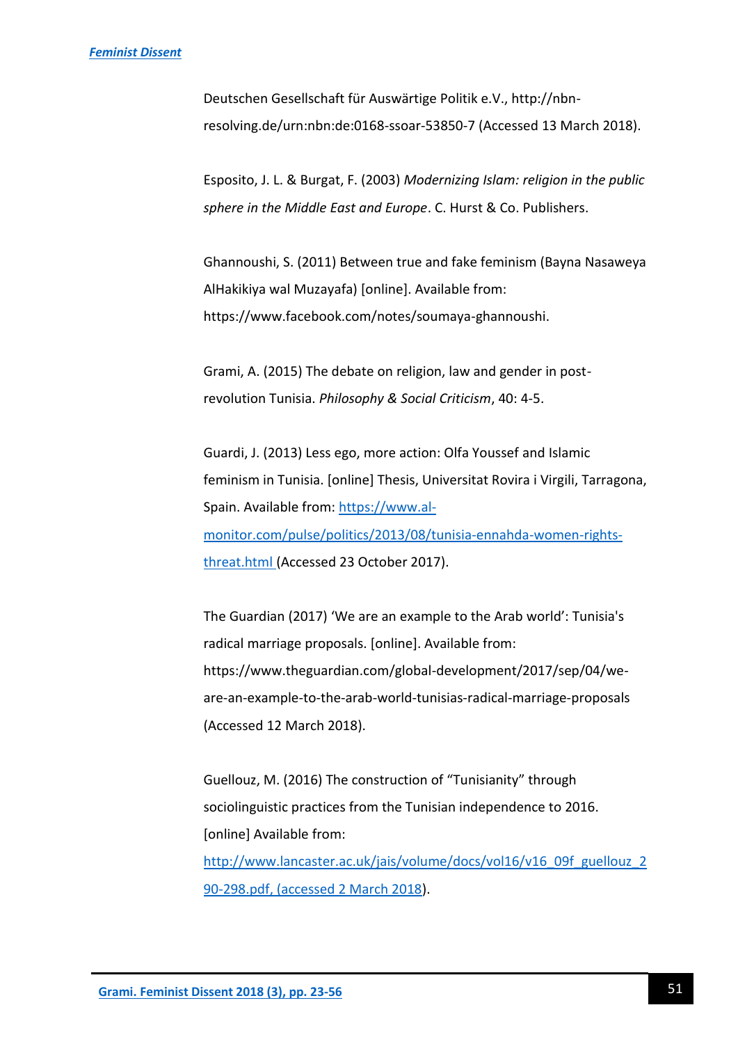Deutschen Gesellschaft für Auswärtige Politik e.V., http://nbn-resolving.de/urn:nbn:de:0168-ssoar-53850-7 (Accessed 13 March 2018).

Esposito, J. L. & Burgat, F. (2003) *Modernizing Islam: religion in the public sphere in the Middle East and Europe*. C. Hurst & Co. Publishers.

Ghannoushi, S. (2011) Between true and fake feminism (Bayna Nasaweya AlHakikiya wal Muzayafa) [online]. Available from: https://www.facebook.com/notes/soumaya-ghannoushi.

Grami, A. (2015) The debate on religion, law and gender in post-revolution Tunisia. *Philosophy & Social Criticism*, 40: 4-5.

Guardi, J. (2013) Less ego, more action: Olfa Youssef and Islamic feminism in Tunisia. [online] Thesis, Universitat Rovira i Virgili, Tarragona, Spain. Available from: https://www.al-monitor.com/pulse/politics/2013/08/tunisia-ennahda-women-rights-threat.html (Accessed 23 October 2017).

The Guardian (2017) 'We are an example to the Arab world': Tunisia's radical marriage proposals. [online]. Available from: https://www.theguardian.com/global-development/2017/sep/04/we-are-an-example-to-the-arab-world-tunisias-radical-marriage-proposals (Accessed 12 March 2018).

Guellouz, M. (2016) The construction of "Tunisianity" through sociolinguistic practices from the Tunisian independence to 2016. [online] Available from: http://www.lancaster.ac.uk/jais/volume/docs/vol16/v16_09f_guellouz_290-298.pdf, (accessed 2 March 2018).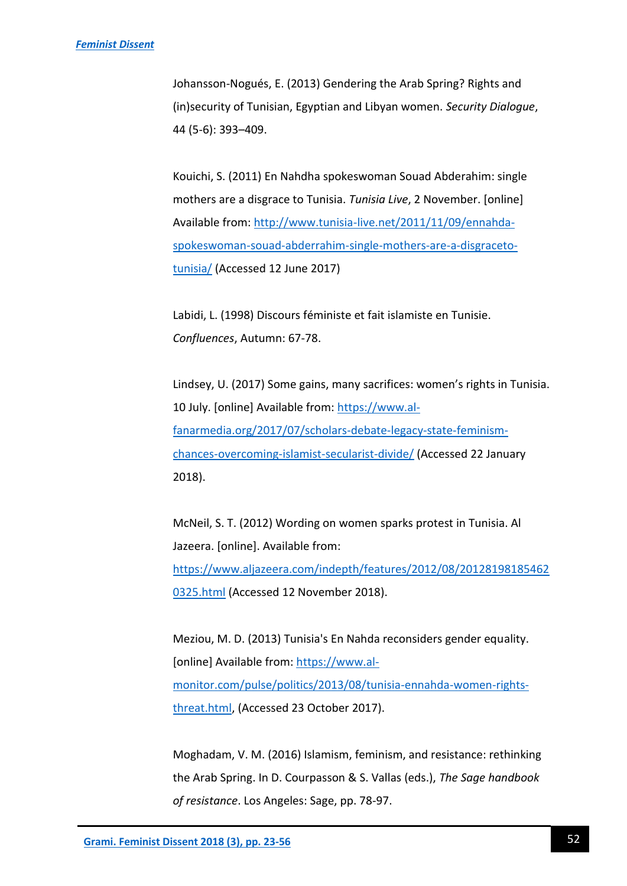Johansson-Nogués, E. (2013) Gendering the Arab Spring? Rights and (in)security of Tunisian, Egyptian and Libyan women. *Security Dialogue*, 44 (5-6): 393–409.

Kouichi, S. (2011) En Nahdha spokeswoman Souad Abderahim: single mothers are a disgrace to Tunisia. *Tunisia Live*, 2 November. [online] Available from: http://www.tunisia-live.net/2011/11/09/ennahda-spokeswoman-souad-abderrahim-single-mothers-are-a-disgraceto-tunisia/ (Accessed 12 June 2017)

Labidi, L. (1998) Discours féministe et fait islamiste en Tunisie. *Confluences*, Autumn: 67-78.

Lindsey, U. (2017) Some gains, many sacrifices: women's rights in Tunisia. 10 July. [online] Available from: https://www.al-fanarmedia.org/2017/07/scholars-debate-legacy-state-feminism-chances-overcoming-islamist-secularist-divide/ (Accessed 22 January 2018).

McNeil, S. T. (2012) Wording on women sparks protest in Tunisia. Al Jazeera. [online]. Available from: https://www.aljazeera.com/indepth/features/2012/08/201281981854620325.html (Accessed 12 November 2018).

Meziou, M. D. (2013) Tunisia's En Nahda reconsiders gender equality. [online] Available from: https://www.al-monitor.com/pulse/politics/2013/08/tunisia-ennahda-women-rights-threat.html, (Accessed 23 October 2017).

Moghadam, V. M. (2016) Islamism, feminism, and resistance: rethinking the Arab Spring. In D. Courpasson & S. Vallas (eds.), *The Sage handbook of resistance*. Los Angeles: Sage, pp. 78-97.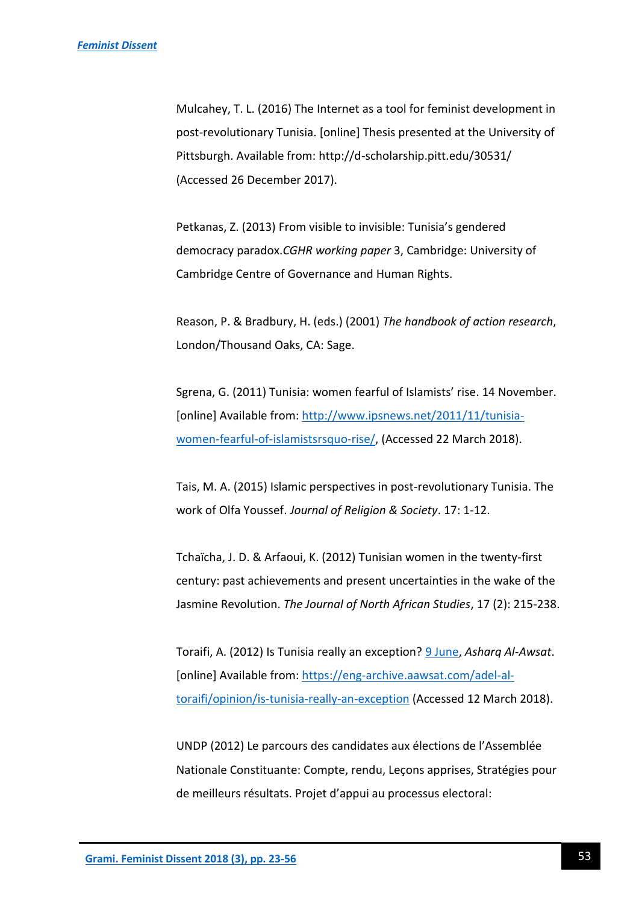Mulcahey, T. L. (2016) The Internet as a tool for feminist development in post-revolutionary Tunisia. [online] Thesis presented at the University of Pittsburgh. Available from: http://d-scholarship.pitt.edu/30531/ (Accessed 26 December 2017).

Petkanas, Z. (2013) From visible to invisible: Tunisia's gendered democracy paradox.*CGHR working paper* 3, Cambridge: University of Cambridge Centre of Governance and Human Rights.

Reason, P. & Bradbury, H. (eds.) (2001) *The handbook of action research*, London/Thousand Oaks, CA: Sage.

Sgrena, G. (2011) Tunisia: women fearful of Islamists' rise. 14 November. [online] Available from: http://www.ipsnews.net/2011/11/tunisia-women-fearful-of-islamistsrsquo-rise/, (Accessed 22 March 2018).

Tais, M. A. (2015) Islamic perspectives in post-revolutionary Tunisia. The work of Olfa Youssef. *Journal of Religion & Society*. 17: 1-12.

Tchaïcha, J. D. & Arfaoui, K. (2012) Tunisian women in the twenty-first century: past achievements and present uncertainties in the wake of the Jasmine Revolution. *The Journal of North African Studies*, 17 (2): 215-238.

Toraifi, A. (2012) Is Tunisia really an exception? 9 June, *Asharq Al-Awsat*. [online] Available from: https://eng-archive.aawsat.com/adel-al-toraifi/opinion/is-tunisia-really-an-exception (Accessed 12 March 2018).

UNDP (2012) Le parcours des candidates aux élections de l'Assemblée Nationale Constituante: Compte, rendu, Leçons apprises, Stratégies pour de meilleurs résultats. Projet d'appui au processus electoral: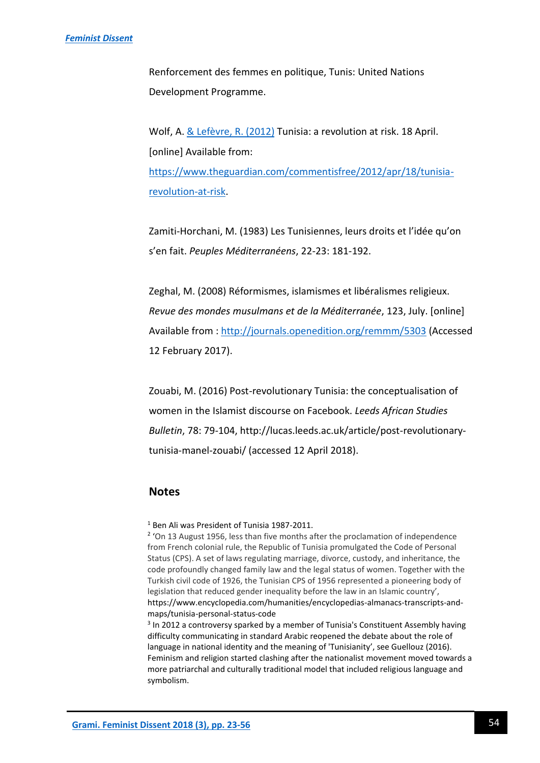Renforcement des femmes en politique, Tunis: United Nations Development Programme.

Wolf, A. & Lefèvre, R. (2012) Tunisia: a revolution at risk. 18 April. [online] Available from: https://www.theguardian.com/commentisfree/2012/apr/18/tunisia-revolution-at-risk.

Zamiti-Horchani, M. (1983) Les Tunisiennes, leurs droits et l'idée qu'on s'en fait. *Peuples Méditerranéens*, 22-23: 181-192.

Zeghal, M. (2008) Réformismes, islamismes et libéralismes religieux. *Revue des mondes musulmans et de la Méditerranée*, 123, July. [online] Available from : http://journals.openedition.org/remmm/5303 (Accessed 12 February 2017).

Zouabi, M. (2016) Post-revolutionary Tunisia: the conceptualisation of women in the Islamist discourse on Facebook. *Leeds African Studies Bulletin*, 78: 79-104, http://lucas.leeds.ac.uk/article/post-revolutionary-tunisia-manel-zouabi/ (accessed 12 April 2018).

## Notes

[1] Ben Ali was President of Tunisia 1987-2011.

[2] 'On 13 August 1956, less than five months after the proclamation of independence from French colonial rule, the Republic of Tunisia promulgated the Code of Personal Status (CPS). A set of laws regulating marriage, divorce, custody, and inheritance, the code profoundly changed family law and the legal status of women. Together with the Turkish civil code of 1926, the Tunisian CPS of 1956 represented a pioneering body of legislation that reduced gender inequality before the law in an Islamic country', https://www.encyclopedia.com/humanities/encyclopedias-almanacs-transcripts-and-maps/tunisia-personal-status-code

[3] In 2012 a controversy sparked by a member of Tunisia's Constituent Assembly having difficulty communicating in standard Arabic reopened the debate about the role of language in national identity and the meaning of 'Tunisianity', see Guellouz (2016). Feminism and religion started clashing after the nationalist movement moved towards a more patriarchal and culturally traditional model that included religious language and symbolism.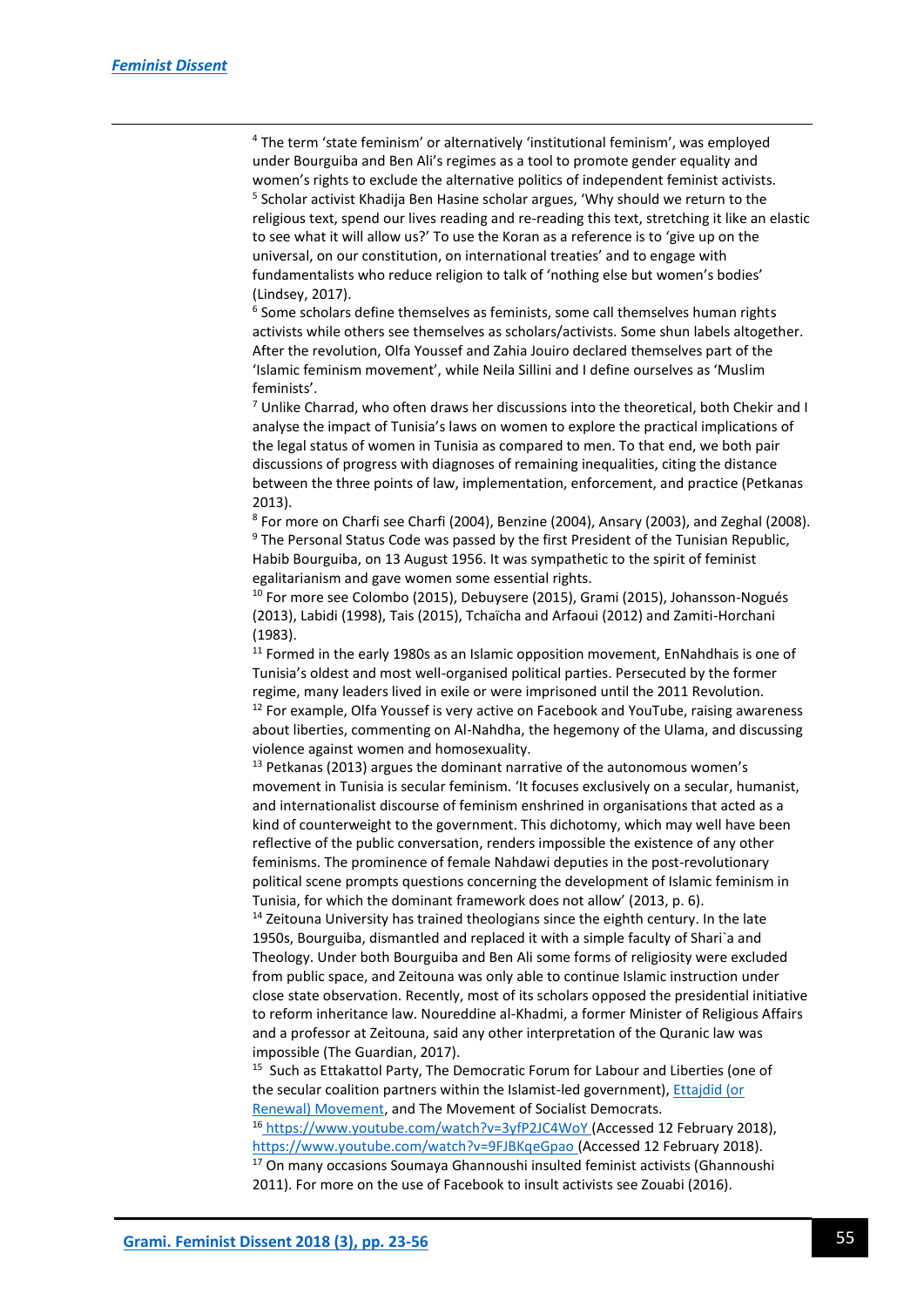[4] The term 'state feminism' or alternatively 'institutional feminism', was employed under Bourguiba and Ben Ali's regimes as a tool to promote gender equality and women's rights to exclude the alternative politics of independent feminist activists.

[5] Scholar activist Khadija Ben Hasine scholar argues, 'Why should we return to the religious text, spend our lives reading and re-reading this text, stretching it like an elastic to see what it will allow us?' To use the Koran as a reference is to 'give up on the universal, on our constitution, on international treaties' and to engage with fundamentalists who reduce religion to talk of 'nothing else but women's bodies' (Lindsey, 2017).

[6] Some scholars define themselves as feminists, some call themselves human rights activists while others see themselves as scholars/activists. Some shun labels altogether. After the revolution, Olfa Youssef and Zahia Jouiro declared themselves part of the 'Islamic feminism movement', while Neila Sillini and I define ourselves as 'Muslim feminists'.

[7] Unlike Charrad, who often draws her discussions into the theoretical, both Chekir and I analyse the impact of Tunisia's laws on women to explore the practical implications of the legal status of women in Tunisia as compared to men. To that end, we both pair discussions of progress with diagnoses of remaining inequalities, citing the distance between the three points of law, implementation, enforcement, and practice (Petkanas 2013).

[8] For more on Charfi see Charfi (2004), Benzine (2004), Ansary (2003), and Zeghal (2008).

[9] The Personal Status Code was passed by the first President of the Tunisian Republic, Habib Bourguiba, on 13 August 1956. It was sympathetic to the spirit of feminist egalitarianism and gave women some essential rights.

[10] For more see Colombo (2015), Debuysere (2015), Grami (2015), Johansson-Nogués (2013), Labidi (1998), Tais (2015), Tchaïcha and Arfaoui (2012) and Zamiti-Horchani (1983).

[11] Formed in the early 1980s as an Islamic opposition movement, EnNahdhais is one of Tunisia's oldest and most well-organised political parties. Persecuted by the former regime, many leaders lived in exile or were imprisoned until the 2011 Revolution.

[12] For example, Olfa Youssef is very active on Facebook and YouTube, raising awareness about liberties, commenting on Al-Nahdha, the hegemony of the Ulama, and discussing violence against women and homosexuality.

[13] Petkanas (2013) argues the dominant narrative of the autonomous women's movement in Tunisia is secular feminism. 'It focuses exclusively on a secular, humanist, and internationalist discourse of feminism enshrined in organisations that acted as a kind of counterweight to the government. This dichotomy, which may well have been reflective of the public conversation, renders impossible the existence of any other feminisms. The prominence of female Nahdawi deputies in the post-revolutionary political scene prompts questions concerning the development of Islamic feminism in Tunisia, for which the dominant framework does not allow' (2013, p. 6).

[14] Zeitouna University has trained theologians since the eighth century. In the late 1950s, Bourguiba, dismantled and replaced it with a simple faculty of Shari`a and Theology. Under both Bourguiba and Ben Ali some forms of religiosity were excluded from public space, and Zeitouna was only able to continue Islamic instruction under close state observation. Recently, most of its scholars opposed the presidential initiative to reform inheritance law. Noureddine al-Khadmi, a former Minister of Religious Affairs and a professor at Zeitouna, said any other interpretation of the Quranic law was impossible (The Guardian, 2017).

[15] Such as Ettakattol Party, The Democratic Forum for Labour and Liberties (one of the secular coalition partners within the Islamist-led government), Ettajdid (or Renewal) Movement, and The Movement of Socialist Democrats.

[16] https://www.youtube.com/watch?v=3yfP2JC4WoY (Accessed 12 February 2018), https://www.youtube.com/watch?v=9FJBKqeGpao (Accessed 12 February 2018).

[17] On many occasions Soumaya Ghannoushi insulted feminist activists (Ghannoushi 2011). For more on the use of Facebook to insult activists see Zouabi (2016).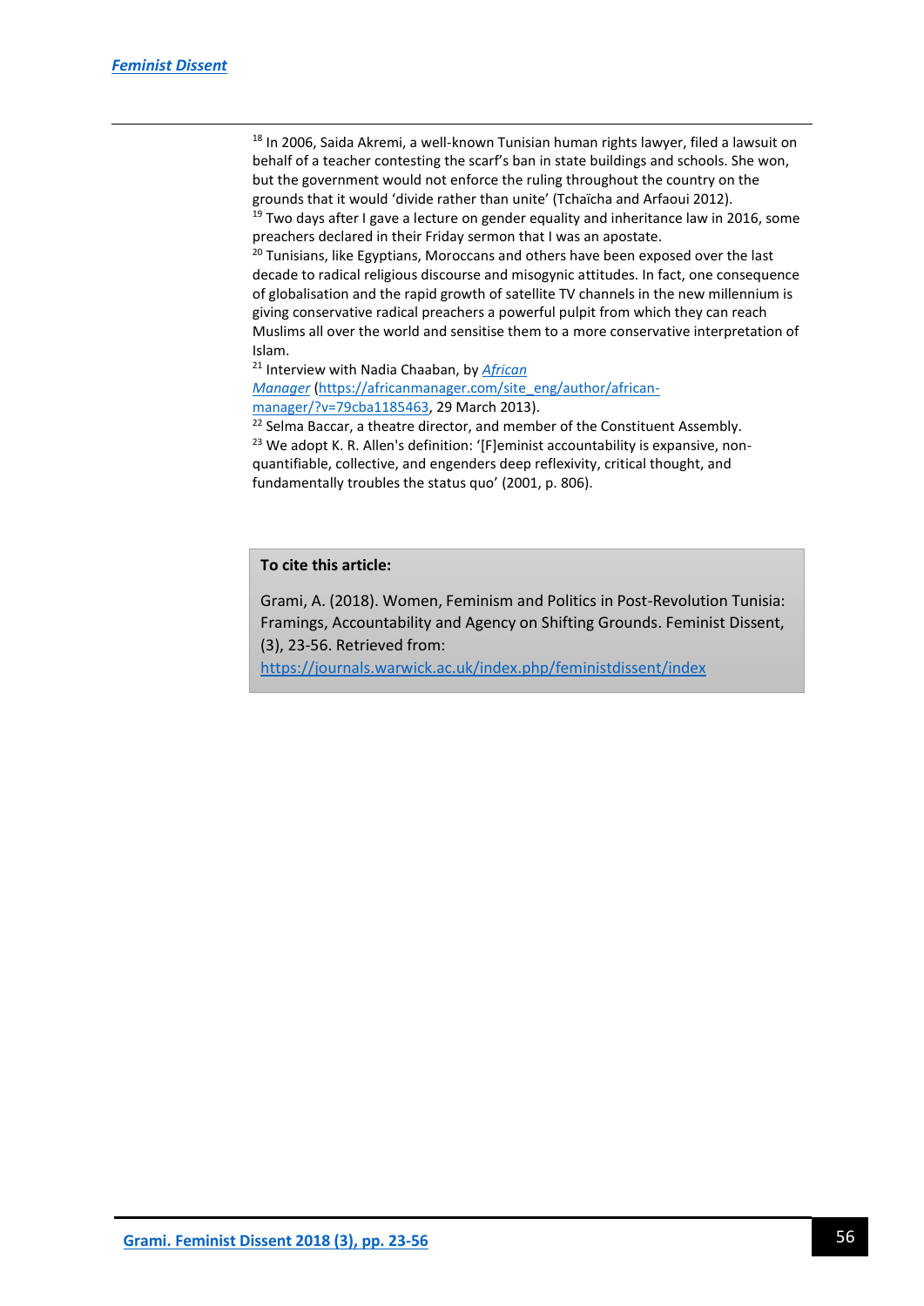[18] In 2006, Saida Akremi, a well-known Tunisian human rights lawyer, filed a lawsuit on behalf of a teacher contesting the scarf's ban in state buildings and schools. She won, but the government would not enforce the ruling throughout the country on the grounds that it would 'divide rather than unite' (Tchaïcha and Arfaoui 2012).

[19] Two days after I gave a lecture on gender equality and inheritance law in 2016, some preachers declared in their Friday sermon that I was an apostate.

[20] Tunisians, like Egyptians, Moroccans and others have been exposed over the last decade to radical religious discourse and misogynic attitudes. In fact, one consequence of globalisation and the rapid growth of satellite TV channels in the new millennium is giving conservative radical preachers a powerful pulpit from which they can reach Muslims all over the world and sensitise them to a more conservative interpretation of Islam.

[21] Interview with Nadia Chaaban, by *African Manager* (https://africanmanager.com/site_eng/author/african-manager/?v=79cba1185463, 29 March 2013).

[22] Selma Baccar, a theatre director, and member of the Constituent Assembly.

[23] We adopt K. R. Allen's definition: '[F]eminist accountability is expansive, non-quantifiable, collective, and engenders deep reflexivity, critical thought, and fundamentally troubles the status quo' (2001, p. 806).

**To cite this article:**

Grami, A. (2018). Women, Feminism and Politics in Post-Revolution Tunisia: Framings, Accountability and Agency on Shifting Grounds. Feminist Dissent, (3), 23-56. Retrieved from: https://journals.warwick.ac.uk/index.php/feministdissent/index